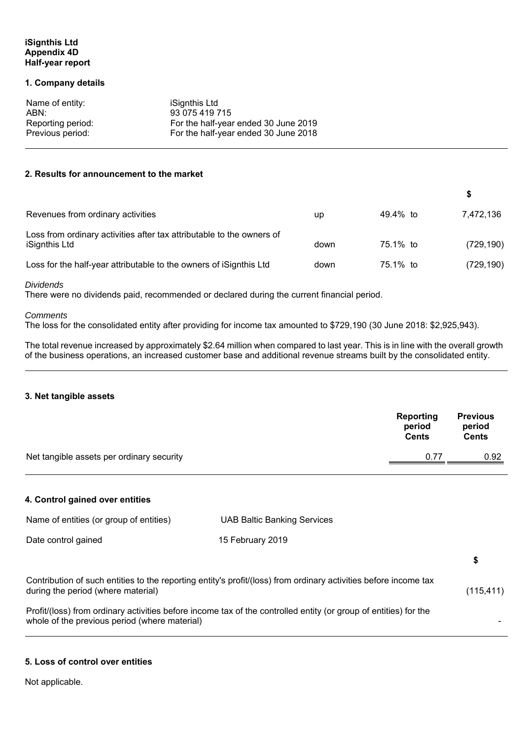**iSignthis Ltd**
**Appendix 4D**
**Half-year report**

## 1. Company details

| | |
|---|---|
| Name of entity: | iSignthis Ltd |
| ABN: | 93 075 419 715 |
| Reporting period: | For the half-year ended 30 June 2019 |
| Previous period: | For the half-year ended 30 June 2018 |

## 2. Results for announcement to the market

| | | | $ |
|---|---|---|---|
| Revenues from ordinary activities | up | 49.4% to | 7,472,136 |
| Loss from ordinary activities after tax attributable to the owners of iSignthis Ltd | down | 75.1% to | (729,190) |
| Loss for the half-year attributable to the owners of iSignthis Ltd | down | 75.1% to | (729,190) |

*Dividends*
There were no dividends paid, recommended or declared during the current financial period.

*Comments*
The loss for the consolidated entity after providing for income tax amounted to $729,190 (30 June 2018: $2,925,943).

The total revenue increased by approximately $2.64 million when compared to last year. This is in line with the overall growth of the business operations, an increased customer base and additional revenue streams built by the consolidated entity.

## 3. Net tangible assets

| | Reporting period Cents | Previous period Cents |
|---|---|---|
| Net tangible assets per ordinary security | 0.77 | 0.92 |

## 4. Control gained over entities

| | |
|---|---|
| Name of entities (or group of entities) | UAB Baltic Banking Services |
| Date control gained | 15 February 2019 |

| | $ |
|---|---|
| Contribution of such entities to the reporting entity's profit/(loss) from ordinary activities before income tax during the period (where material) | (115,411) |
| Profit/(loss) from ordinary activities before income tax of the controlled entity (or group of entities) for the whole of the previous period (where material) | - |

## 5. Loss of control over entities

Not applicable.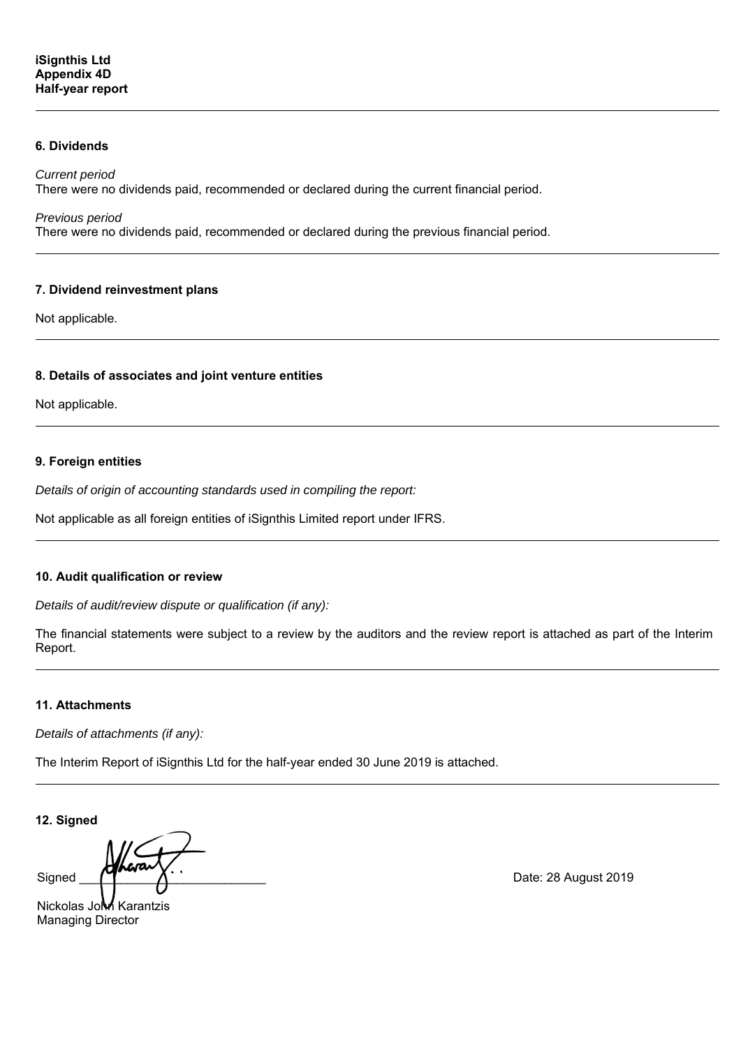**iSignthis Ltd**
**Appendix 4D**
**Half-year report**

---

### 6. Dividends

*Current period*
There were no dividends paid, recommended or declared during the current financial period.

*Previous period*
There were no dividends paid, recommended or declared during the previous financial period.

---

### 7. Dividend reinvestment plans

Not applicable.

---

### 8. Details of associates and joint venture entities

Not applicable.

---

### 9. Foreign entities

*Details of origin of accounting standards used in compiling the report:*

Not applicable as all foreign entities of iSignthis Limited report under IFRS.

---

### 10. Audit qualification or review

*Details of audit/review dispute or qualification (if any):*

The financial statements were subject to a review by the auditors and the review report is attached as part of the Interim Report.

---

### 11. Attachments

*Details of attachments (if any):*

The Interim Report of iSignthis Ltd for the half-year ended 30 June 2019 is attached.

---

### 12. Signed

Signed ___________________________ Date: 28 August 2019

Nickolas John Karantzis
Managing Director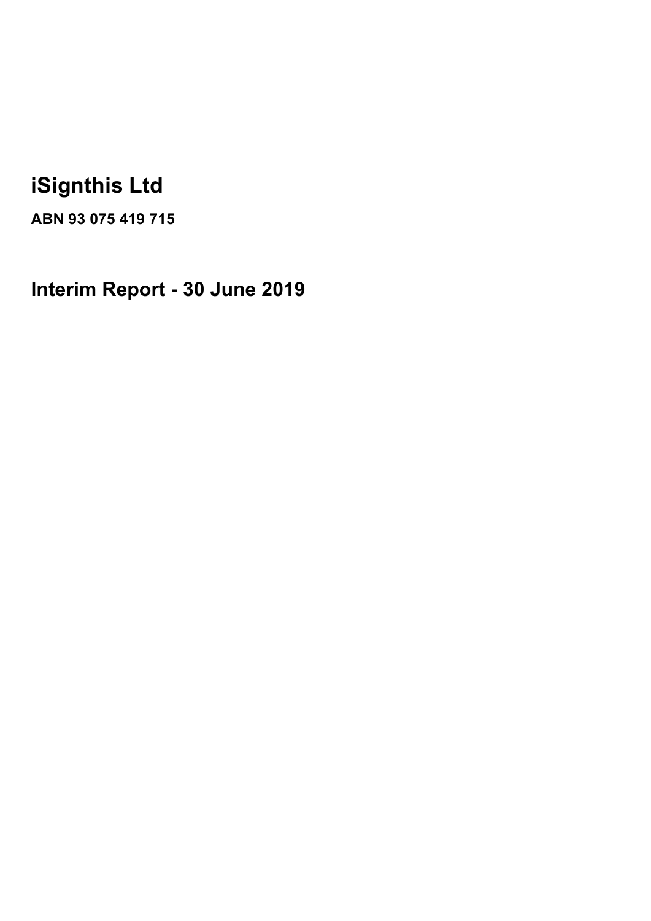# iSignthis Ltd

**ABN 93 075 419 715**

# Interim Report - 30 June 2019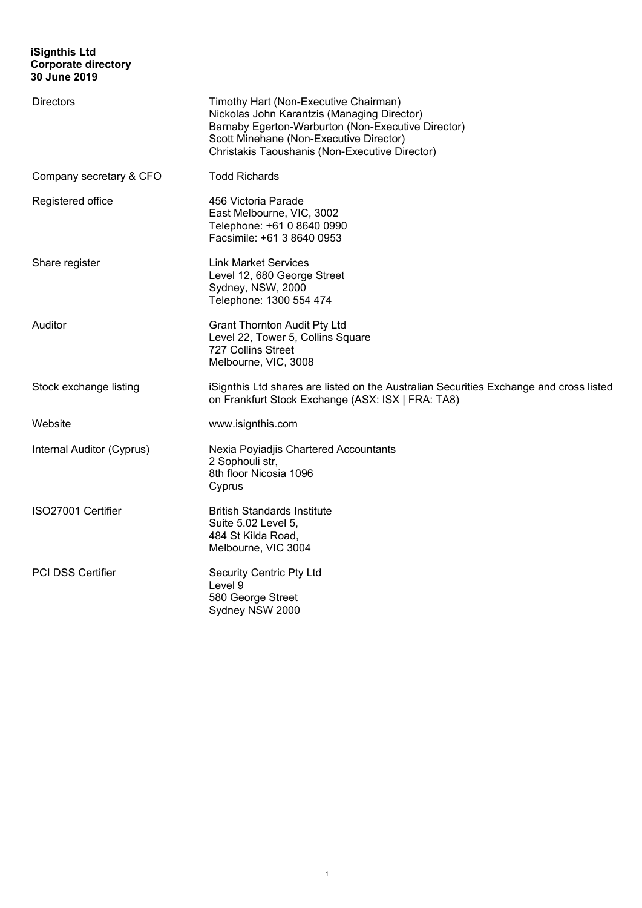**iSignthis Ltd**
**Corporate directory**
**30 June 2019**

| | |
|---|---|
| Directors | Timothy Hart (Non-Executive Chairman)<br>Nickolas John Karantzis (Managing Director)<br>Barnaby Egerton-Warburton (Non-Executive Director)<br>Scott Minehane (Non-Executive Director)<br>Christakis Taoushanis (Non-Executive Director) |
| Company secretary & CFO | Todd Richards |
| Registered office | 456 Victoria Parade<br>East Melbourne, VIC, 3002<br>Telephone: +61 0 8640 0990<br>Facsimile: +61 3 8640 0953 |
| Share register | Link Market Services<br>Level 12, 680 George Street<br>Sydney, NSW, 2000<br>Telephone: 1300 554 474 |
| Auditor | Grant Thornton Audit Pty Ltd<br>Level 22, Tower 5, Collins Square<br>727 Collins Street<br>Melbourne, VIC, 3008 |
| Stock exchange listing | iSignthis Ltd shares are listed on the Australian Securities Exchange and cross listed on Frankfurt Stock Exchange (ASX: ISX \| FRA: TA8) |
| Website | www.isignthis.com |
| Internal Auditor (Cyprus) | Nexia Poyiadjis Chartered Accountants<br>2 Sophouli str,<br>8th floor Nicosia 1096<br>Cyprus |
| ISO27001 Certifier | British Standards Institute<br>Suite 5.02 Level 5,<br>484 St Kilda Road,<br>Melbourne, VIC 3004 |
| PCI DSS Certifier | Security Centric Pty Ltd<br>Level 9<br>580 George Street<br>Sydney NSW 2000 |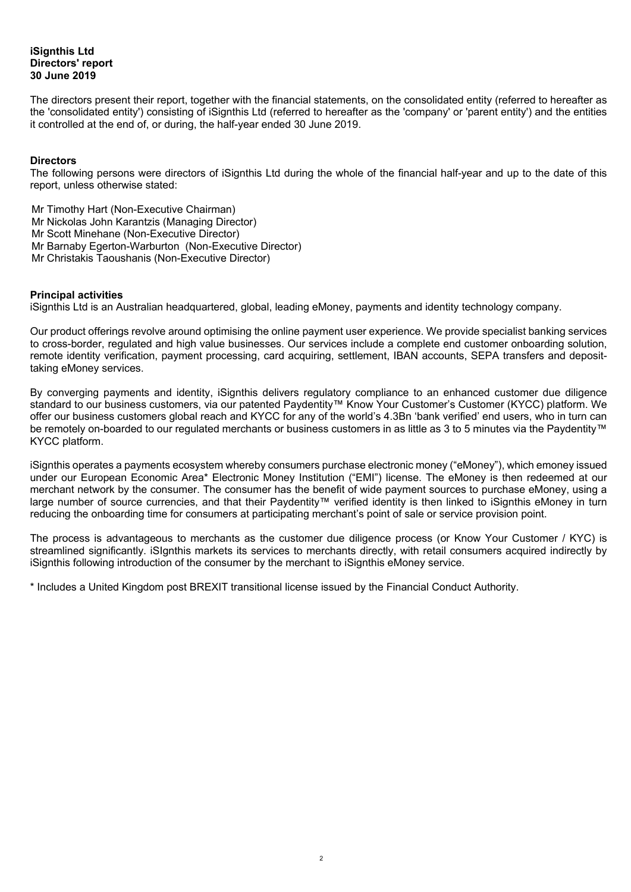**iSignthis Ltd**
**Directors' report**
**30 June 2019**

The directors present their report, together with the financial statements, on the consolidated entity (referred to hereafter as the 'consolidated entity') consisting of iSignthis Ltd (referred to hereafter as the 'company' or 'parent entity') and the entities it controlled at the end of, or during, the half-year ended 30 June 2019.

**Directors**

The following persons were directors of iSignthis Ltd during the whole of the financial half-year and up to the date of this report, unless otherwise stated:

Mr Timothy Hart (Non-Executive Chairman)
Mr Nickolas John Karantzis (Managing Director)
Mr Scott Minehane (Non-Executive Director)
Mr Barnaby Egerton-Warburton (Non-Executive Director)
Mr Christakis Taoushanis (Non-Executive Director)

**Principal activities**

iSignthis Ltd is an Australian headquartered, global, leading eMoney, payments and identity technology company.

Our product offerings revolve around optimising the online payment user experience. We provide specialist banking services to cross-border, regulated and high value businesses. Our services include a complete end customer onboarding solution, remote identity verification, payment processing, card acquiring, settlement, IBAN accounts, SEPA transfers and deposit-taking eMoney services.

By converging payments and identity, iSignthis delivers regulatory compliance to an enhanced customer due diligence standard to our business customers, via our patented Paydentity™ Know Your Customer's Customer (KYCC) platform. We offer our business customers global reach and KYCC for any of the world's 4.3Bn 'bank verified' end users, who in turn can be remotely on-boarded to our regulated merchants or business customers in as little as 3 to 5 minutes via the Paydentity™ KYCC platform.

iSignthis operates a payments ecosystem whereby consumers purchase electronic money ("eMoney"), which emoney issued under our European Economic Area* Electronic Money Institution ("EMI") license. The eMoney is then redeemed at our merchant network by the consumer. The consumer has the benefit of wide payment sources to purchase eMoney, using a large number of source currencies, and that their Paydentity™ verified identity is then linked to iSignthis eMoney in turn reducing the onboarding time for consumers at participating merchant's point of sale or service provision point.

The process is advantageous to merchants as the customer due diligence process (or Know Your Customer / KYC) is streamlined significantly. iSIgnthis markets its services to merchants directly, with retail consumers acquired indirectly by iSignthis following introduction of the consumer by the merchant to iSignthis eMoney service.

* Includes a United Kingdom post BREXIT transitional license issued by the Financial Conduct Authority.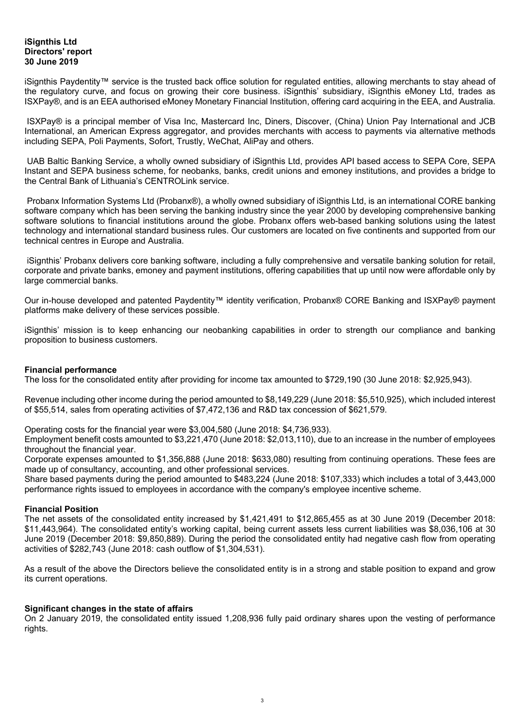**iSignthis Ltd**
**Directors' report**
**30 June 2019**

iSignthis Paydentity™ service is the trusted back office solution for regulated entities, allowing merchants to stay ahead of the regulatory curve, and focus on growing their core business. iSignthis' subsidiary, iSignthis eMoney Ltd, trades as ISXPay®, and is an EEA authorised eMoney Monetary Financial Institution, offering card acquiring in the EEA, and Australia.

ISXPay® is a principal member of Visa Inc, Mastercard Inc, Diners, Discover, (China) Union Pay International and JCB International, an American Express aggregator, and provides merchants with access to payments via alternative methods including SEPA, Poli Payments, Sofort, Trustly, WeChat, AliPay and others.

UAB Baltic Banking Service, a wholly owned subsidiary of iSignthis Ltd, provides API based access to SEPA Core, SEPA Instant and SEPA business scheme, for neobanks, banks, credit unions and emoney institutions, and provides a bridge to the Central Bank of Lithuania's CENTROLink service.

Probanx Information Systems Ltd (Probanx®), a wholly owned subsidiary of iSignthis Ltd, is an international CORE banking software company which has been serving the banking industry since the year 2000 by developing comprehensive banking software solutions to financial institutions around the globe. Probanx offers web-based banking solutions using the latest technology and international standard business rules. Our customers are located on five continents and supported from our technical centres in Europe and Australia.

iSignthis' Probanx delivers core banking software, including a fully comprehensive and versatile banking solution for retail, corporate and private banks, emoney and payment institutions, offering capabilities that up until now were affordable only by large commercial banks.

Our in-house developed and patented Paydentity™ identity verification, Probanx® CORE Banking and ISXPay® payment platforms make delivery of these services possible.

iSignthis' mission is to keep enhancing our neobanking capabilities in order to strength our compliance and banking proposition to business customers.

**Financial performance**
The loss for the consolidated entity after providing for income tax amounted to $729,190 (30 June 2018: $2,925,943).

Revenue including other income during the period amounted to $8,149,229 (June 2018: $5,510,925), which included interest of $55,514, sales from operating activities of $7,472,136 and R&D tax concession of $621,579.

Operating costs for the financial year were $3,004,580 (June 2018: $4,736,933).
Employment benefit costs amounted to $3,221,470 (June 2018: $2,013,110), due to an increase in the number of employees throughout the financial year.
Corporate expenses amounted to $1,356,888 (June 2018: $633,080) resulting from continuing operations. These fees are made up of consultancy, accounting, and other professional services.
Share based payments during the period amounted to $483,224 (June 2018: $107,333) which includes a total of 3,443,000 performance rights issued to employees in accordance with the company's employee incentive scheme.

**Financial Position**
The net assets of the consolidated entity increased by $1,421,491 to $12,865,455 as at 30 June 2019 (December 2018: $11,443,964). The consolidated entity's working capital, being current assets less current liabilities was $8,036,106 at 30 June 2019 (December 2018: $9,850,889). During the period the consolidated entity had negative cash flow from operating activities of $282,743 (June 2018: cash outflow of $1,304,531).

As a result of the above the Directors believe the consolidated entity is in a strong and stable position to expand and grow its current operations.

**Significant changes in the state of affairs**
On 2 January 2019, the consolidated entity issued 1,208,936 fully paid ordinary shares upon the vesting of performance rights.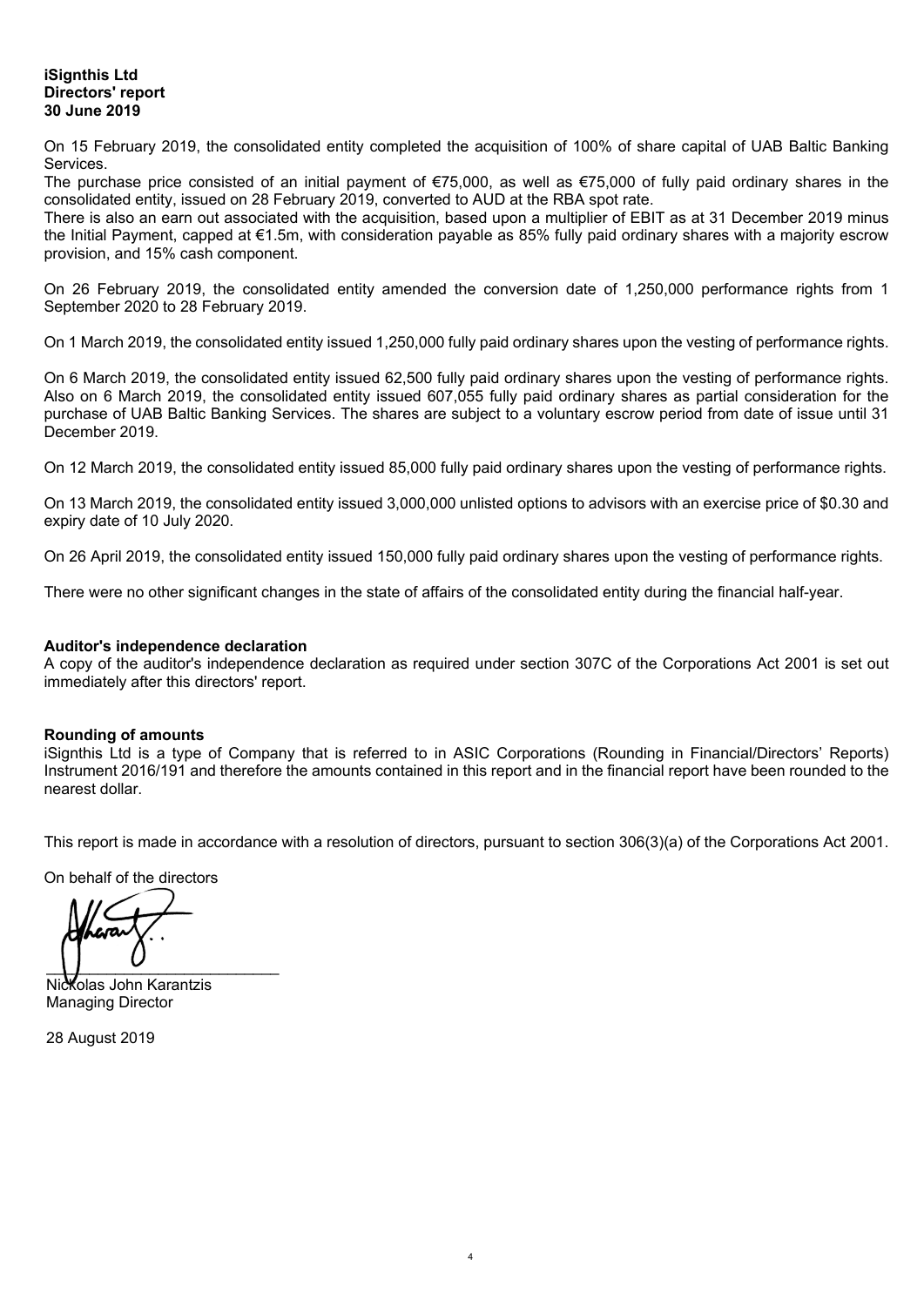**iSignthis Ltd**
**Directors' report**
**30 June 2019**

On 15 February 2019, the consolidated entity completed the acquisition of 100% of share capital of UAB Baltic Banking Services.

The purchase price consisted of an initial payment of €75,000, as well as €75,000 of fully paid ordinary shares in the consolidated entity, issued on 28 February 2019, converted to AUD at the RBA spot rate.

There is also an earn out associated with the acquisition, based upon a multiplier of EBIT as at 31 December 2019 minus the Initial Payment, capped at €1.5m, with consideration payable as 85% fully paid ordinary shares with a majority escrow provision, and 15% cash component.

On 26 February 2019, the consolidated entity amended the conversion date of 1,250,000 performance rights from 1 September 2020 to 28 February 2019.

On 1 March 2019, the consolidated entity issued 1,250,000 fully paid ordinary shares upon the vesting of performance rights.

On 6 March 2019, the consolidated entity issued 62,500 fully paid ordinary shares upon the vesting of performance rights. Also on 6 March 2019, the consolidated entity issued 607,055 fully paid ordinary shares as partial consideration for the purchase of UAB Baltic Banking Services. The shares are subject to a voluntary escrow period from date of issue until 31 December 2019.

On 12 March 2019, the consolidated entity issued 85,000 fully paid ordinary shares upon the vesting of performance rights.

On 13 March 2019, the consolidated entity issued 3,000,000 unlisted options to advisors with an exercise price of $0.30 and expiry date of 10 July 2020.

On 26 April 2019, the consolidated entity issued 150,000 fully paid ordinary shares upon the vesting of performance rights.

There were no other significant changes in the state of affairs of the consolidated entity during the financial half-year.

**Auditor's independence declaration**

A copy of the auditor's independence declaration as required under section 307C of the Corporations Act 2001 is set out immediately after this directors' report.

**Rounding of amounts**

iSignthis Ltd is a type of Company that is referred to in ASIC Corporations (Rounding in Financial/Directors' Reports) Instrument 2016/191 and therefore the amounts contained in this report and in the financial report have been rounded to the nearest dollar.

This report is made in accordance with a resolution of directors, pursuant to section 306(3)(a) of the Corporations Act 2001.

On behalf of the directors

___________________________
Nickolas John Karantzis
Managing Director

28 August 2019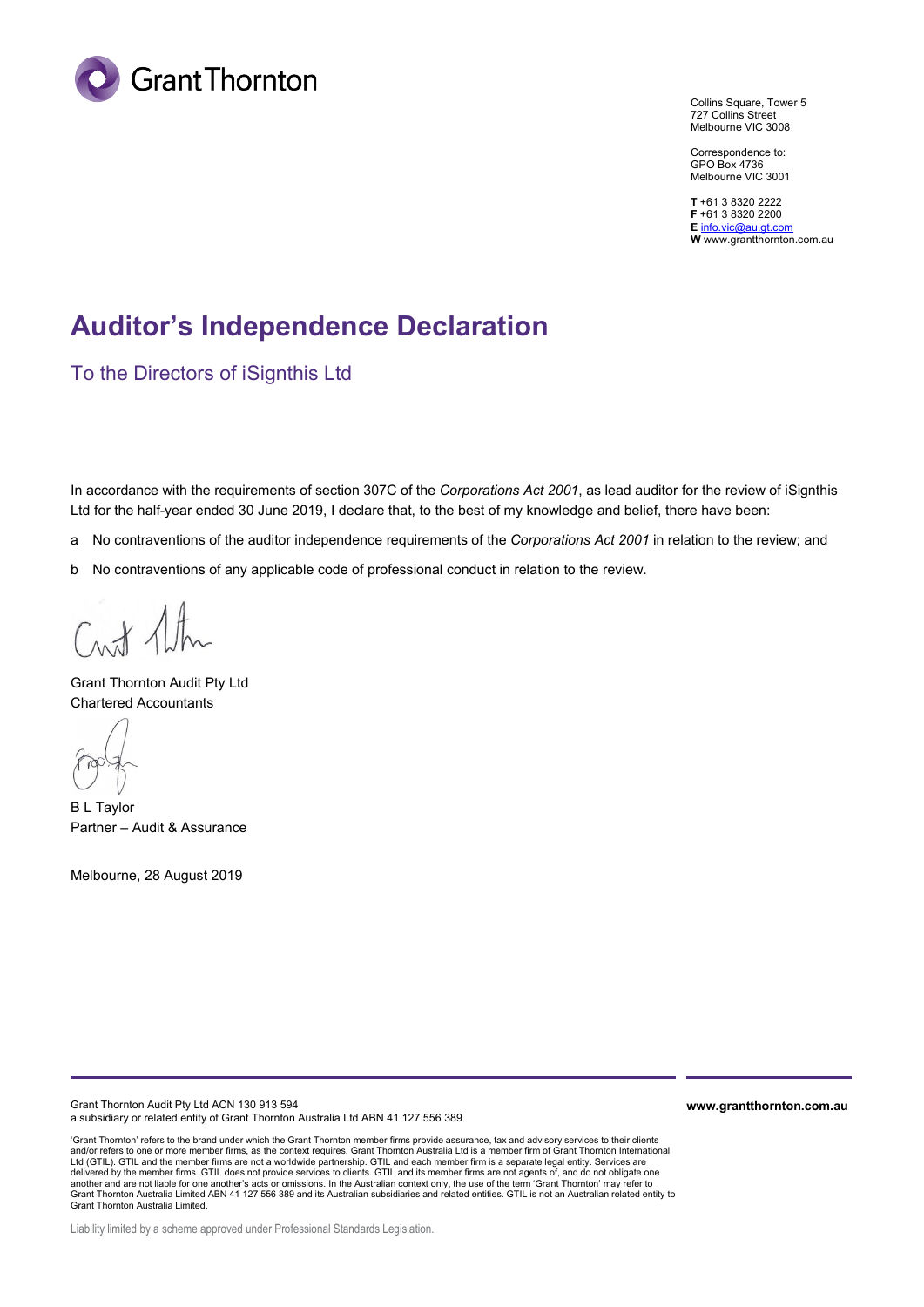Grant Thornton

Collins Square, Tower 5
727 Collins Street
Melbourne VIC 3008

Correspondence to:
GPO Box 4736
Melbourne VIC 3001

**T** +61 3 8320 2222
**F** +61 3 8320 2200
**E** info.vic@au.gt.com
**W** www.grantthornton.com.au

# Auditor's Independence Declaration

## To the Directors of iSignthis Ltd

In accordance with the requirements of section 307C of the *Corporations Act 2001*, as lead auditor for the review of iSignthis Ltd for the half-year ended 30 June 2019, I declare that, to the best of my knowledge and belief, there have been:

a No contraventions of the auditor independence requirements of the *Corporations Act 2001* in relation to the review; and

b No contraventions of any applicable code of professional conduct in relation to the review.

Grant Thornton Audit Pty Ltd
Chartered Accountants

B L Taylor
Partner – Audit & Assurance

Melbourne, 28 August 2019

Grant Thornton Audit Pty Ltd ACN 130 913 594
a subsidiary or related entity of Grant Thornton Australia Ltd ABN 41 127 556 389

**www.grantthornton.com.au**

'Grant Thornton' refers to the brand under which the Grant Thornton member firms provide assurance, tax and advisory services to their clients and/or refers to one or more member firms, as the context requires. Grant Thornton Australia Ltd is a member firm of Grant Thornton International Ltd (GTIL). GTIL and the member firms are not a worldwide partnership. GTIL and each member firm is a separate legal entity. Services are delivered by the member firms. GTIL does not provide services to clients. GTIL and its member firms are not agents of, and do not obligate one another and are not liable for one another's acts or omissions. In the Australian context only, the use of the term 'Grant Thornton' may refer to Grant Thornton Australia Limited ABN 41 127 556 389 and its Australian subsidiaries and related entities. GTIL is not an Australian related entity to Grant Thornton Australia Limited.

Liability limited by a scheme approved under Professional Standards Legislation.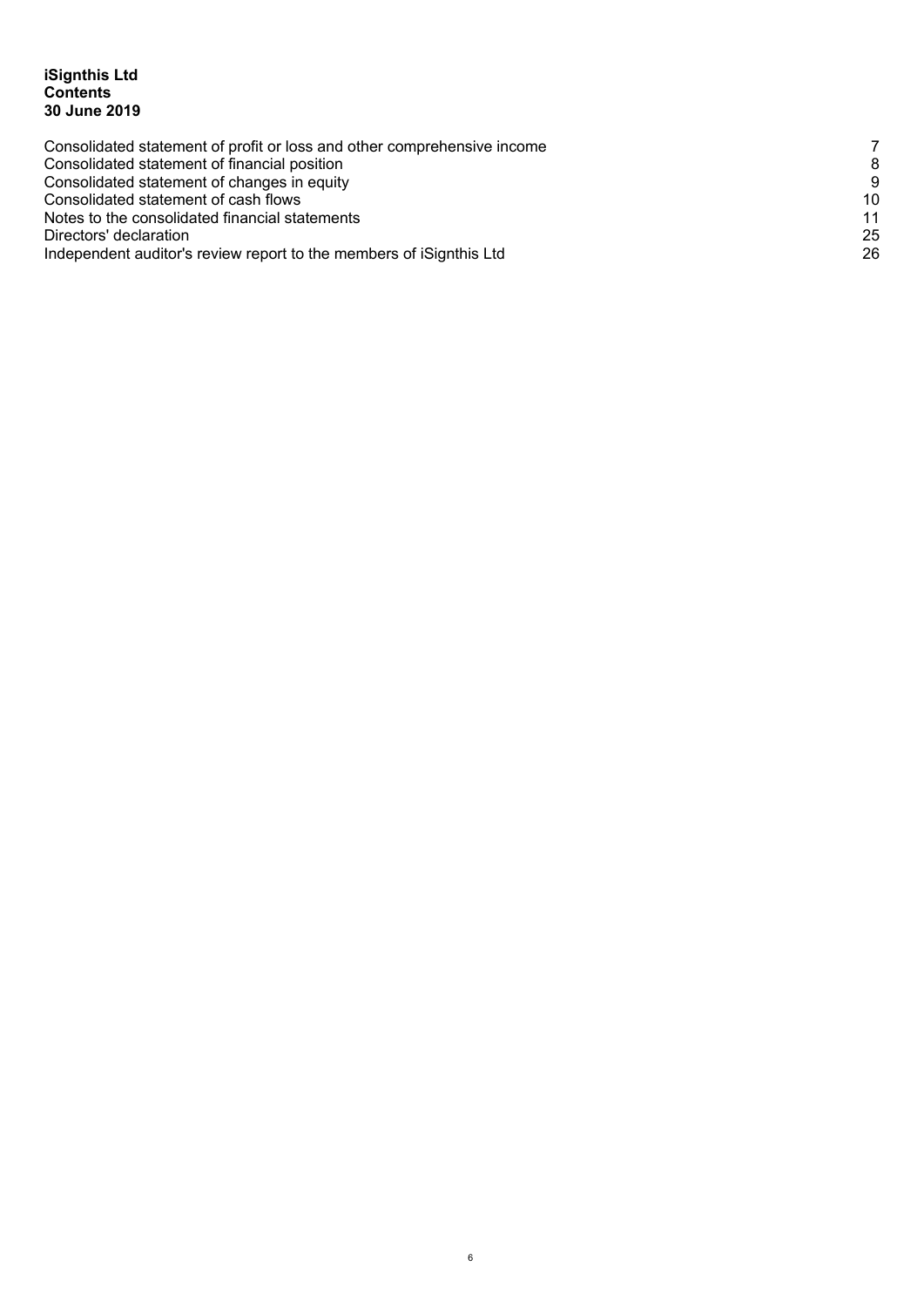**iSignthis Ltd**
**Contents**
**30 June 2019**

| | |
|---|---|
| Consolidated statement of profit or loss and other comprehensive income | 7 |
| Consolidated statement of financial position | 8 |
| Consolidated statement of changes in equity | 9 |
| Consolidated statement of cash flows | 10 |
| Notes to the consolidated financial statements | 11 |
| Directors' declaration | 25 |
| Independent auditor's review report to the members of iSignthis Ltd | 26 |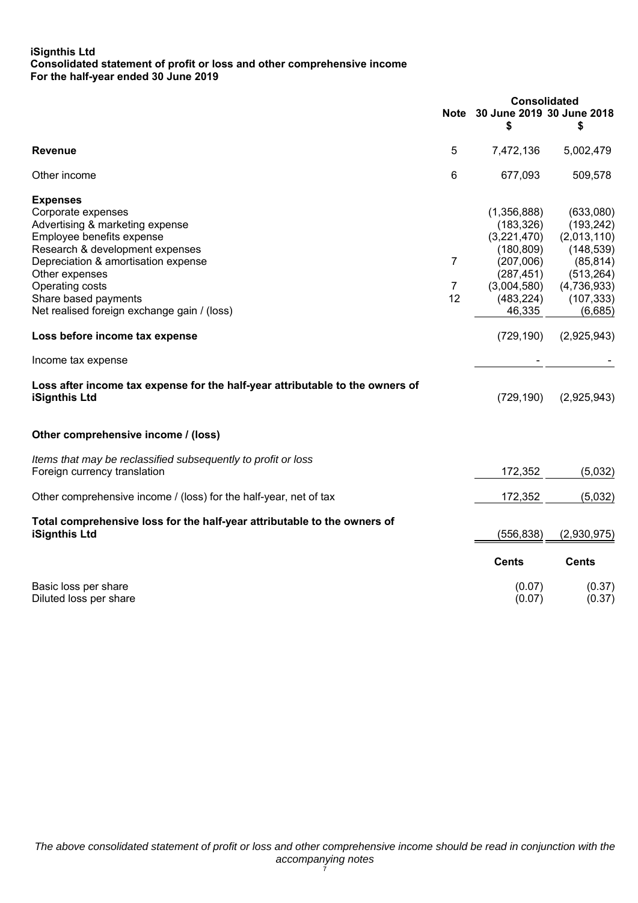**iSignthis Ltd**
**Consolidated statement of profit or loss and other comprehensive income**
**For the half-year ended 30 June 2019**

| | Note | Consolidated 30 June 2019 $ | Consolidated 30 June 2018 $ |
|---|---|---|---|
| **Revenue** | 5 | 7,472,136 | 5,002,479 |
| Other income | 6 | 677,093 | 509,578 |
| **Expenses** | | | |
| Corporate expenses | | (1,356,888) | (633,080) |
| Advertising & marketing expense | | (183,326) | (193,242) |
| Employee benefits expense | | (3,221,470) | (2,013,110) |
| Research & development expenses | | (180,809) | (148,539) |
| Depreciation & amortisation expense | 7 | (207,006) | (85,814) |
| Other expenses | | (287,451) | (513,264) |
| Operating costs | 7 | (3,004,580) | (4,736,933) |
| Share based payments | 12 | (483,224) | (107,333) |
| Net realised foreign exchange gain / (loss) | | 46,335 | (6,685) |
| **Loss before income tax expense** | | (729,190) | (2,925,943) |
| Income tax expense | | - | - |
| **Loss after income tax expense for the half-year attributable to the owners of iSignthis Ltd** | | (729,190) | (2,925,943) |
| **Other comprehensive income / (loss)** | | | |
| *Items that may be reclassified subsequently to profit or loss* | | | |
| Foreign currency translation | | 172,352 | (5,032) |
| Other comprehensive income / (loss) for the half-year, net of tax | | 172,352 | (5,032) |
| **Total comprehensive loss for the half-year attributable to the owners of iSignthis Ltd** | | (556,838) | (2,930,975) |
| | | **Cents** | **Cents** |
| Basic loss per share | | (0.07) | (0.37) |
| Diluted loss per share | | (0.07) | (0.37) |

*The above consolidated statement of profit or loss and other comprehensive income should be read in conjunction with the accompanying notes*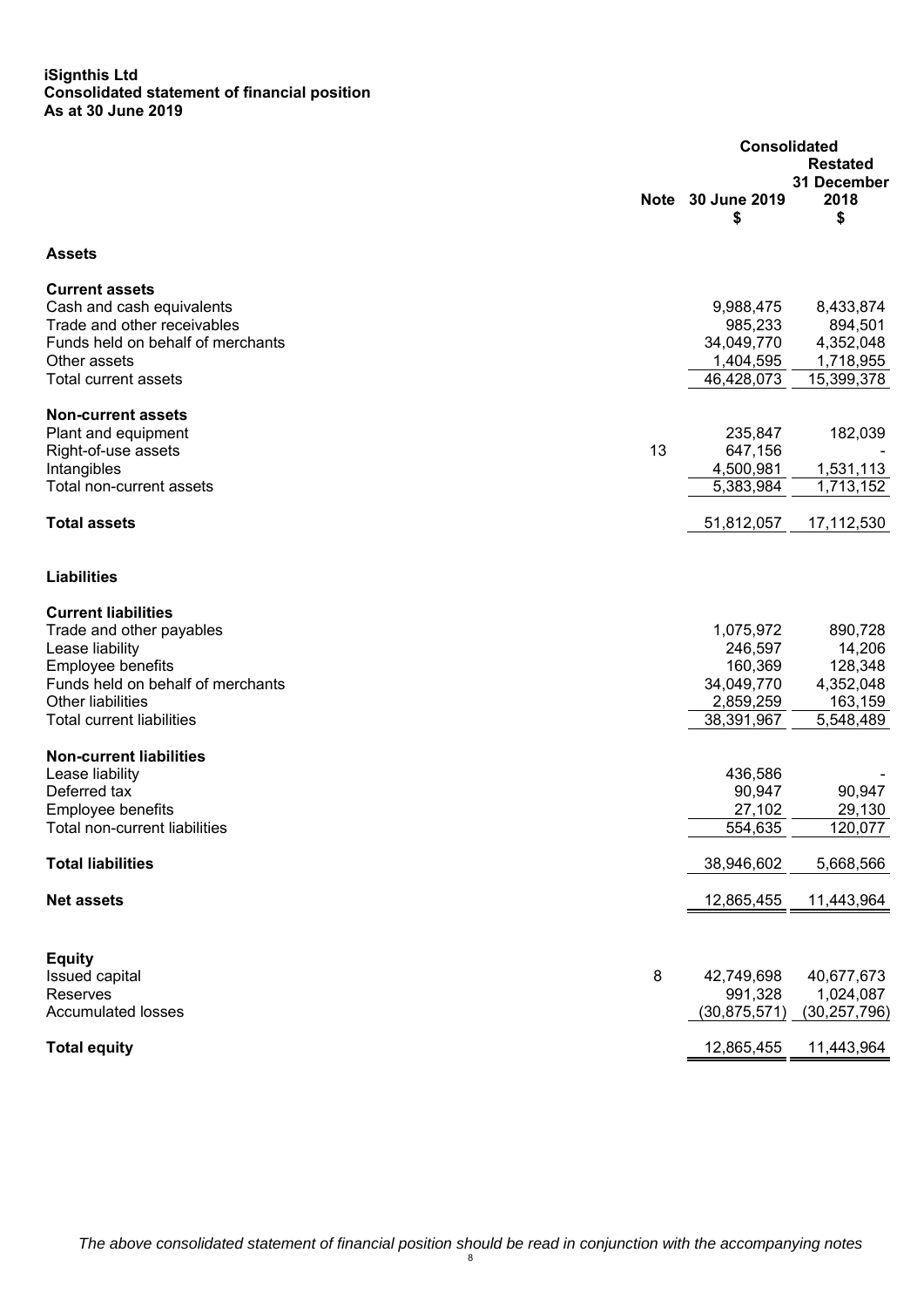**iSignthis Ltd**
**Consolidated statement of financial position**
**As at 30 June 2019**

| | Note | Consolidated 30 June 2019 $ | Restated 31 December 2018 $ |
|---|---|---|---|
| **Assets** | | | |
| **Current assets** | | | |
| Cash and cash equivalents | | 9,988,475 | 8,433,874 |
| Trade and other receivables | | 985,233 | 894,501 |
| Funds held on behalf of merchants | | 34,049,770 | 4,352,048 |
| Other assets | | 1,404,595 | 1,718,955 |
| Total current assets | | 46,428,073 | 15,399,378 |
| **Non-current assets** | | | |
| Plant and equipment | | 235,847 | 182,039 |
| Right-of-use assets | 13 | 647,156 | - |
| Intangibles | | 4,500,981 | 1,531,113 |
| Total non-current assets | | 5,383,984 | 1,713,152 |
| **Total assets** | | 51,812,057 | 17,112,530 |
| **Liabilities** | | | |
| **Current liabilities** | | | |
| Trade and other payables | | 1,075,972 | 890,728 |
| Lease liability | | 246,597 | 14,206 |
| Employee benefits | | 160,369 | 128,348 |
| Funds held on behalf of merchants | | 34,049,770 | 4,352,048 |
| Other liabilities | | 2,859,259 | 163,159 |
| Total current liabilities | | 38,391,967 | 5,548,489 |
| **Non-current liabilities** | | | |
| Lease liability | | 436,586 | - |
| Deferred tax | | 90,947 | 90,947 |
| Employee benefits | | 27,102 | 29,130 |
| Total non-current liabilities | | 554,635 | 120,077 |
| **Total liabilities** | | 38,946,602 | 5,668,566 |
| **Net assets** | | 12,865,455 | 11,443,964 |
| **Equity** | | | |
| Issued capital | 8 | 42,749,698 | 40,677,673 |
| Reserves | | 991,328 | 1,024,087 |
| Accumulated losses | | (30,875,571) | (30,257,796) |
| **Total equity** | | 12,865,455 | 11,443,964 |

*The above consolidated statement of financial position should be read in conjunction with the accompanying notes*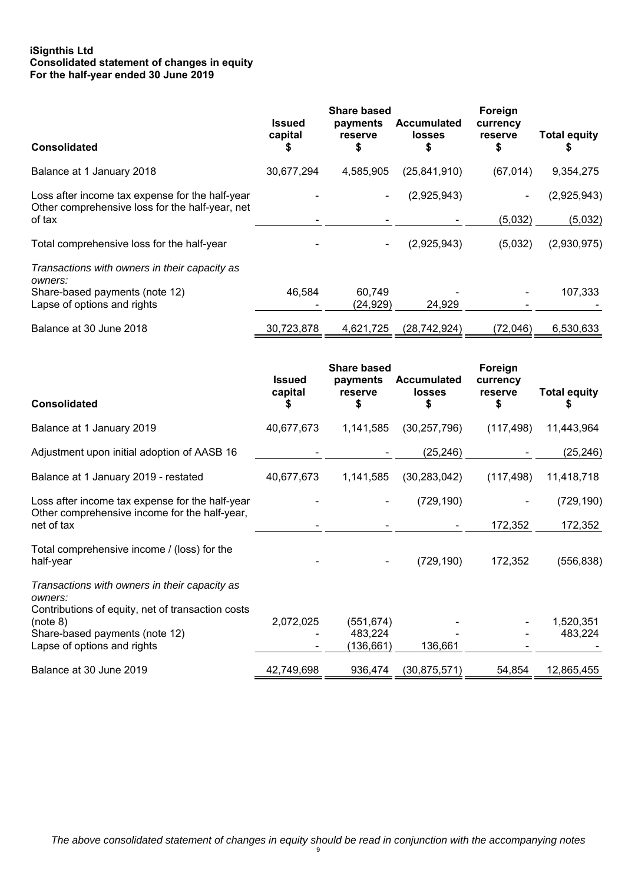**iSignthis Ltd**
**Consolidated statement of changes in equity**
**For the half-year ended 30 June 2019**

| Consolidated | Issued capital $ | Share based payments reserve $ | Accumulated losses $ | Foreign currency reserve $ | Total equity $ |
|---|---|---|---|---|---|
| Balance at 1 January 2018 | 30,677,294 | 4,585,905 | (25,841,910) | (67,014) | 9,354,275 |
| Loss after income tax expense for the half-year | - | - | (2,925,943) | - | (2,925,943) |
| Other comprehensive loss for the half-year, net of tax | - | - | - | (5,032) | (5,032) |
| Total comprehensive loss for the half-year | - | - | (2,925,943) | (5,032) | (2,930,975) |
| *Transactions with owners in their capacity as owners:* | | | | | |
| Share-based payments (note 12) | 46,584 | 60,749 | - | - | 107,333 |
| Lapse of options and rights | - | (24,929) | 24,929 | - | - |
| Balance at 30 June 2018 | 30,723,878 | 4,621,725 | (28,742,924) | (72,046) | 6,530,633 |

| Consolidated | Issued capital $ | Share based payments reserve $ | Accumulated losses $ | Foreign currency reserve $ | Total equity $ |
|---|---|---|---|---|---|
| Balance at 1 January 2019 | 40,677,673 | 1,141,585 | (30,257,796) | (117,498) | 11,443,964 |
| Adjustment upon initial adoption of AASB 16 | - | - | (25,246) | - | (25,246) |
| Balance at 1 January 2019 - restated | 40,677,673 | 1,141,585 | (30,283,042) | (117,498) | 11,418,718 |
| Loss after income tax expense for the half-year | - | - | (729,190) | - | (729,190) |
| Other comprehensive income for the half-year, net of tax | - | - | - | 172,352 | 172,352 |
| Total comprehensive income / (loss) for the half-year | - | - | (729,190) | 172,352 | (556,838) |
| *Transactions with owners in their capacity as owners:* | | | | | |
| Contributions of equity, net of transaction costs (note 8) | 2,072,025 | (551,674) | - | - | 1,520,351 |
| Share-based payments (note 12) | - | 483,224 | - | - | 483,224 |
| Lapse of options and rights | - | (136,661) | 136,661 | - | - |
| Balance at 30 June 2019 | 42,749,698 | 936,474 | (30,875,571) | 54,854 | 12,865,455 |

*The above consolidated statement of changes in equity should be read in conjunction with the accompanying notes*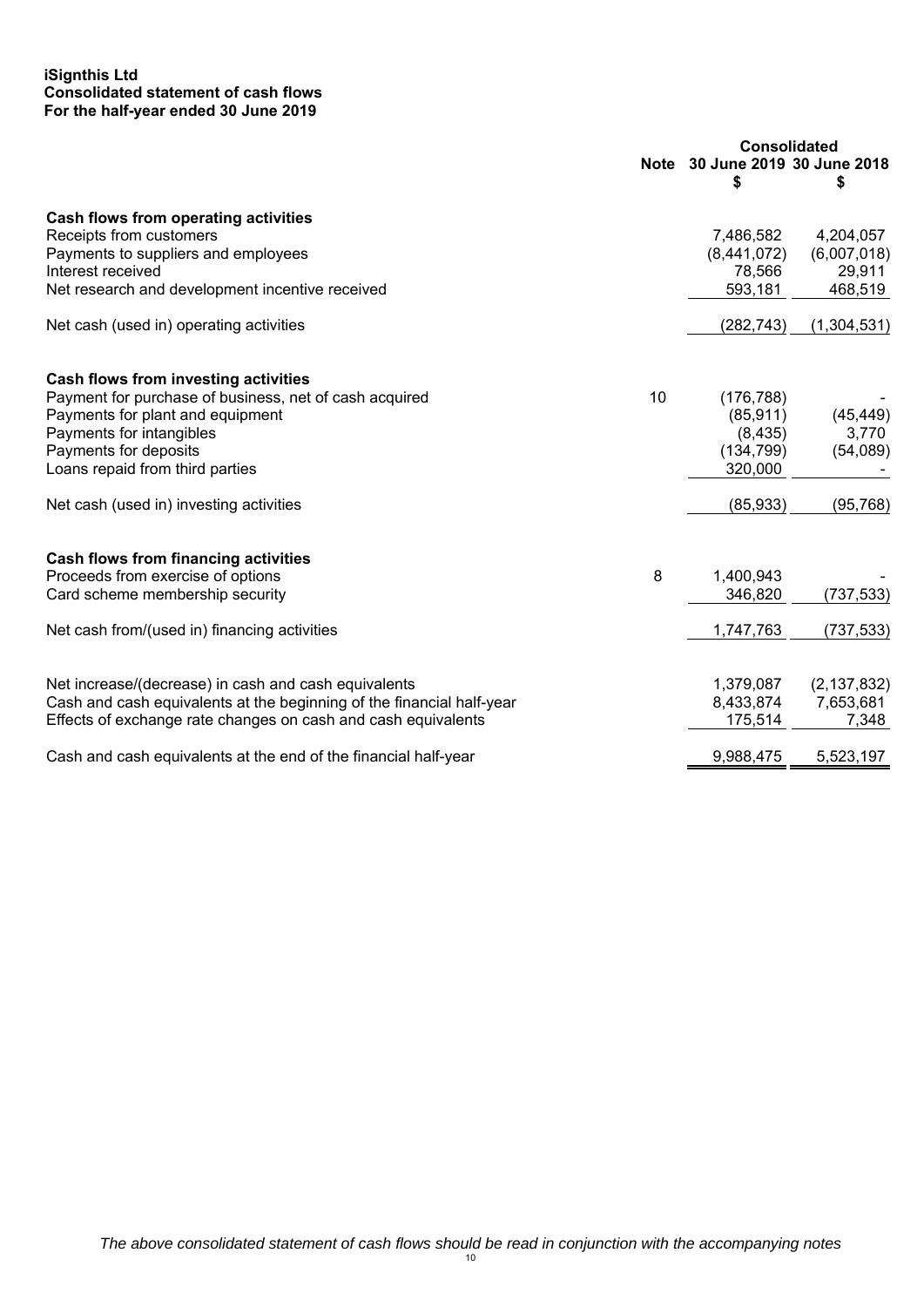**iSignthis Ltd**
**Consolidated statement of cash flows**
**For the half-year ended 30 June 2019**

| | Note | Consolidated 30 June 2019 $ | Consolidated 30 June 2018 $ |
|---|---|---|---|
| **Cash flows from operating activities** | | | |
| Receipts from customers | | 7,486,582 | 4,204,057 |
| Payments to suppliers and employees | | (8,441,072) | (6,007,018) |
| Interest received | | 78,566 | 29,911 |
| Net research and development incentive received | | 593,181 | 468,519 |
| Net cash (used in) operating activities | | (282,743) | (1,304,531) |
| **Cash flows from investing activities** | | | |
| Payment for purchase of business, net of cash acquired | 10 | (176,788) | - |
| Payments for plant and equipment | | (85,911) | (45,449) |
| Payments for intangibles | | (8,435) | 3,770 |
| Payments for deposits | | (134,799) | (54,089) |
| Loans repaid from third parties | | 320,000 | - |
| Net cash (used in) investing activities | | (85,933) | (95,768) |
| **Cash flows from financing activities** | | | |
| Proceeds from exercise of options | 8 | 1,400,943 | - |
| Card scheme membership security | | 346,820 | (737,533) |
| Net cash from/(used in) financing activities | | 1,747,763 | (737,533) |
| Net increase/(decrease) in cash and cash equivalents | | 1,379,087 | (2,137,832) |
| Cash and cash equivalents at the beginning of the financial half-year | | 8,433,874 | 7,653,681 |
| Effects of exchange rate changes on cash and cash equivalents | | 175,514 | 7,348 |
| Cash and cash equivalents at the end of the financial half-year | | 9,988,475 | 5,523,197 |

*The above consolidated statement of cash flows should be read in conjunction with the accompanying notes*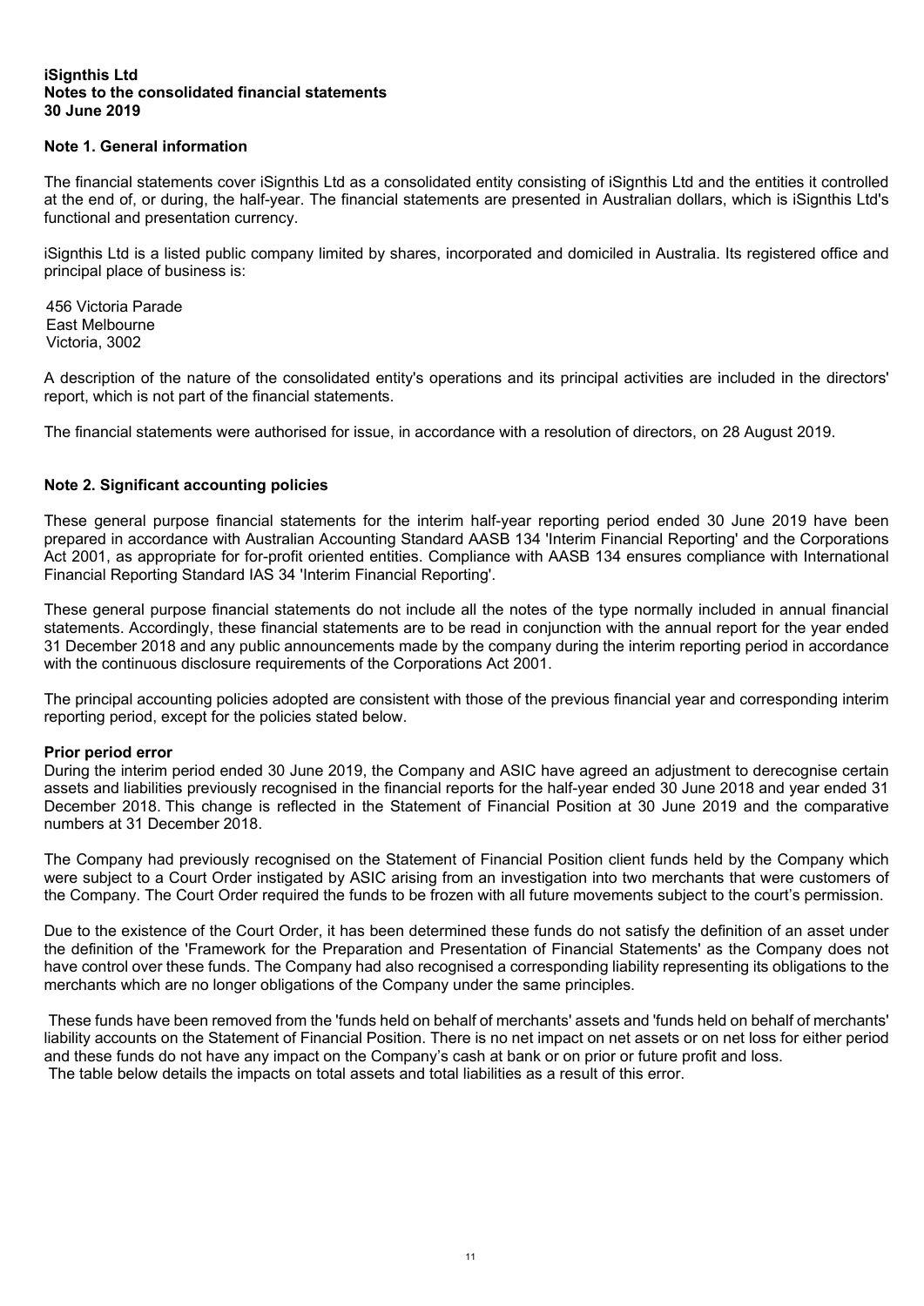**iSignthis Ltd**
**Notes to the consolidated financial statements**
**30 June 2019**

## Note 1. General information

The financial statements cover iSignthis Ltd as a consolidated entity consisting of iSignthis Ltd and the entities it controlled at the end of, or during, the half-year. The financial statements are presented in Australian dollars, which is iSignthis Ltd's functional and presentation currency.

iSignthis Ltd is a listed public company limited by shares, incorporated and domiciled in Australia. Its registered office and principal place of business is:

456 Victoria Parade
East Melbourne
Victoria, 3002

A description of the nature of the consolidated entity's operations and its principal activities are included in the directors' report, which is not part of the financial statements.

The financial statements were authorised for issue, in accordance with a resolution of directors, on 28 August 2019.

## Note 2. Significant accounting policies

These general purpose financial statements for the interim half-year reporting period ended 30 June 2019 have been prepared in accordance with Australian Accounting Standard AASB 134 'Interim Financial Reporting' and the Corporations Act 2001, as appropriate for for-profit oriented entities. Compliance with AASB 134 ensures compliance with International Financial Reporting Standard IAS 34 'Interim Financial Reporting'.

These general purpose financial statements do not include all the notes of the type normally included in annual financial statements. Accordingly, these financial statements are to be read in conjunction with the annual report for the year ended 31 December 2018 and any public announcements made by the company during the interim reporting period in accordance with the continuous disclosure requirements of the Corporations Act 2001.

The principal accounting policies adopted are consistent with those of the previous financial year and corresponding interim reporting period, except for the policies stated below.

**Prior period error**

During the interim period ended 30 June 2019, the Company and ASIC have agreed an adjustment to derecognise certain assets and liabilities previously recognised in the financial reports for the half-year ended 30 June 2018 and year ended 31 December 2018. This change is reflected in the Statement of Financial Position at 30 June 2019 and the comparative numbers at 31 December 2018.

The Company had previously recognised on the Statement of Financial Position client funds held by the Company which were subject to a Court Order instigated by ASIC arising from an investigation into two merchants that were customers of the Company. The Court Order required the funds to be frozen with all future movements subject to the court's permission.

Due to the existence of the Court Order, it has been determined these funds do not satisfy the definition of an asset under the definition of the 'Framework for the Preparation and Presentation of Financial Statements' as the Company does not have control over these funds. The Company had also recognised a corresponding liability representing its obligations to the merchants which are no longer obligations of the Company under the same principles.

These funds have been removed from the 'funds held on behalf of merchants' assets and 'funds held on behalf of merchants' liability accounts on the Statement of Financial Position. There is no net impact on net assets or on net loss for either period and these funds do not have any impact on the Company's cash at bank or on prior or future profit and loss.
The table below details the impacts on total assets and total liabilities as a result of this error.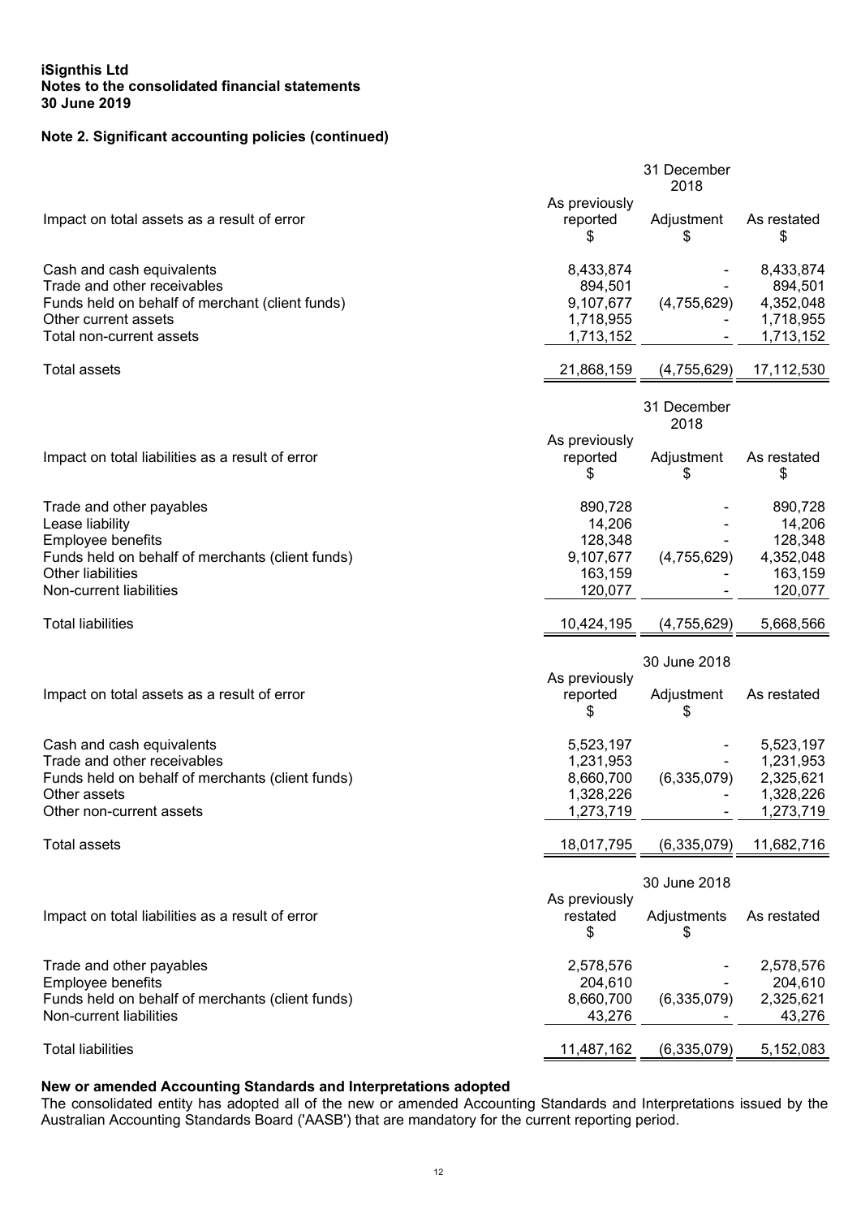**iSignthis Ltd**
**Notes to the consolidated financial statements**
**30 June 2019**

## Note 2. Significant accounting policies (continued)

| Impact on total assets as a result of error | As previously reported $ | 31 December 2018 Adjustment $ | As restated $ |
|---|---|---|---|
| Cash and cash equivalents | 8,433,874 | - | 8,433,874 |
| Trade and other receivables | 894,501 | - | 894,501 |
| Funds held on behalf of merchant (client funds) | 9,107,677 | (4,755,629) | 4,352,048 |
| Other current assets | 1,718,955 | - | 1,718,955 |
| Total non-current assets | 1,713,152 | - | 1,713,152 |
| Total assets | 21,868,159 | (4,755,629) | 17,112,530 |

| Impact on total liabilities as a result of error | As previously reported $ | 31 December 2018 Adjustment $ | As restated $ |
|---|---|---|---|
| Trade and other payables | 890,728 | - | 890,728 |
| Lease liability | 14,206 | - | 14,206 |
| Employee benefits | 128,348 | - | 128,348 |
| Funds held on behalf of merchants (client funds) | 9,107,677 | (4,755,629) | 4,352,048 |
| Other liabilities | 163,159 | - | 163,159 |
| Non-current liabilities | 120,077 | - | 120,077 |
| Total liabilities | 10,424,195 | (4,755,629) | 5,668,566 |

| Impact on total assets as a result of error | As previously reported $ | 30 June 2018 Adjustment $ | As restated |
|---|---|---|---|
| Cash and cash equivalents | 5,523,197 | - | 5,523,197 |
| Trade and other receivables | 1,231,953 | - | 1,231,953 |
| Funds held on behalf of merchants (client funds) | 8,660,700 | (6,335,079) | 2,325,621 |
| Other assets | 1,328,226 | - | 1,328,226 |
| Other non-current assets | 1,273,719 | - | 1,273,719 |
| Total assets | 18,017,795 | (6,335,079) | 11,682,716 |

| Impact on total liabilities as a result of error | As previously restated $ | 30 June 2018 Adjustments $ | As restated |
|---|---|---|---|
| Trade and other payables | 2,578,576 | - | 2,578,576 |
| Employee benefits | 204,610 | - | 204,610 |
| Funds held on behalf of merchants (client funds) | 8,660,700 | (6,335,079) | 2,325,621 |
| Non-current liabilities | 43,276 | - | 43,276 |
| Total liabilities | 11,487,162 | (6,335,079) | 5,152,083 |

### New or amended Accounting Standards and Interpretations adopted

The consolidated entity has adopted all of the new or amended Accounting Standards and Interpretations issued by the Australian Accounting Standards Board ('AASB') that are mandatory for the current reporting period.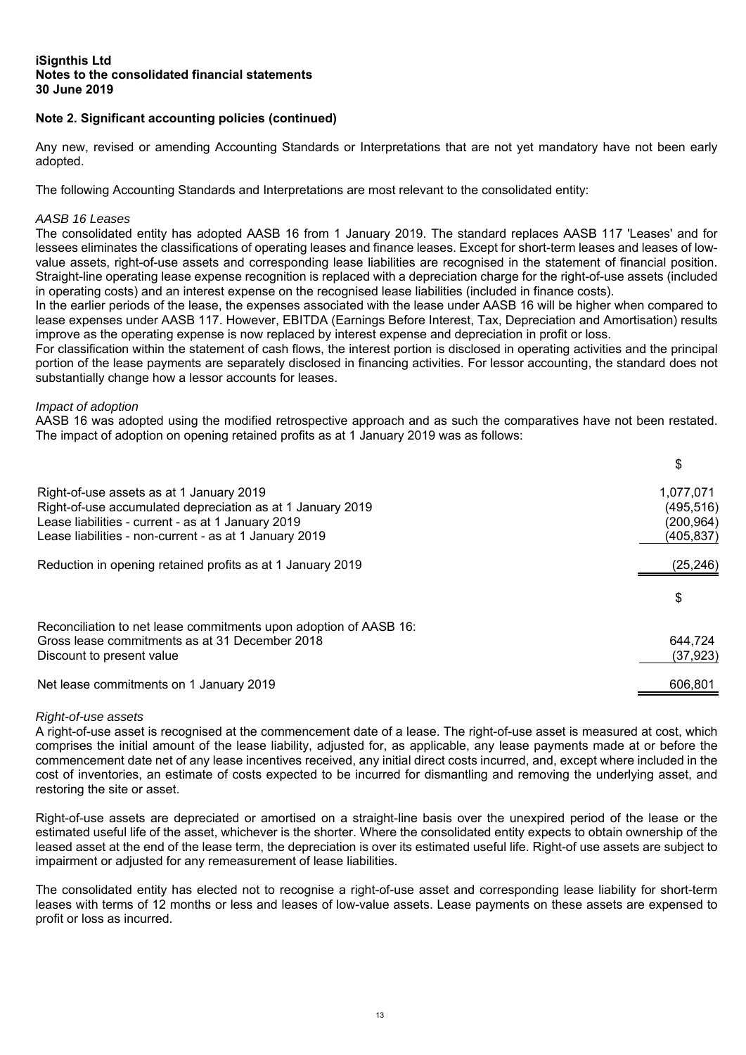**iSignthis Ltd**
**Notes to the consolidated financial statements**
**30 June 2019**

## Note 2. Significant accounting policies (continued)

Any new, revised or amending Accounting Standards or Interpretations that are not yet mandatory have not been early adopted.

The following Accounting Standards and Interpretations are most relevant to the consolidated entity:

*AASB 16 Leases*
The consolidated entity has adopted AASB 16 from 1 January 2019. The standard replaces AASB 117 'Leases' and for lessees eliminates the classifications of operating leases and finance leases. Except for short-term leases and leases of low-value assets, right-of-use assets and corresponding lease liabilities are recognised in the statement of financial position. Straight-line operating lease expense recognition is replaced with a depreciation charge for the right-of-use assets (included in operating costs) and an interest expense on the recognised lease liabilities (included in finance costs).
In the earlier periods of the lease, the expenses associated with the lease under AASB 16 will be higher when compared to lease expenses under AASB 117. However, EBITDA (Earnings Before Interest, Tax, Depreciation and Amortisation) results improve as the operating expense is now replaced by interest expense and depreciation in profit or loss.
For classification within the statement of cash flows, the interest portion is disclosed in operating activities and the principal portion of the lease payments are separately disclosed in financing activities. For lessor accounting, the standard does not substantially change how a lessor accounts for leases.

*Impact of adoption*
AASB 16 was adopted using the modified retrospective approach and as such the comparatives have not been restated. The impact of adoption on opening retained profits as at 1 January 2019 was as follows:

| | $ |
|---|---|
| Right-of-use assets as at 1 January 2019 | 1,077,071 |
| Right-of-use accumulated depreciation as at 1 January 2019 | (495,516) |
| Lease liabilities - current - as at 1 January 2019 | (200,964) |
| Lease liabilities - non-current - as at 1 January 2019 | (405,837) |
| Reduction in opening retained profits as at 1 January 2019 | (25,246) |

| | $ |
|---|---|
| Reconciliation to net lease commitments upon adoption of AASB 16: | |
| Gross lease commitments as at 31 December 2018 | 644,724 |
| Discount to present value | (37,923) |
| Net lease commitments on 1 January 2019 | 606,801 |

*Right-of-use assets*
A right-of-use asset is recognised at the commencement date of a lease. The right-of-use asset is measured at cost, which comprises the initial amount of the lease liability, adjusted for, as applicable, any lease payments made at or before the commencement date net of any lease incentives received, any initial direct costs incurred, and, except where included in the cost of inventories, an estimate of costs expected to be incurred for dismantling and removing the underlying asset, and restoring the site or asset.

Right-of-use assets are depreciated or amortised on a straight-line basis over the unexpired period of the lease or the estimated useful life of the asset, whichever is the shorter. Where the consolidated entity expects to obtain ownership of the leased asset at the end of the lease term, the depreciation is over its estimated useful life. Right-of use assets are subject to impairment or adjusted for any remeasurement of lease liabilities.

The consolidated entity has elected not to recognise a right-of-use asset and corresponding lease liability for short-term leases with terms of 12 months or less and leases of low-value assets. Lease payments on these assets are expensed to profit or loss as incurred.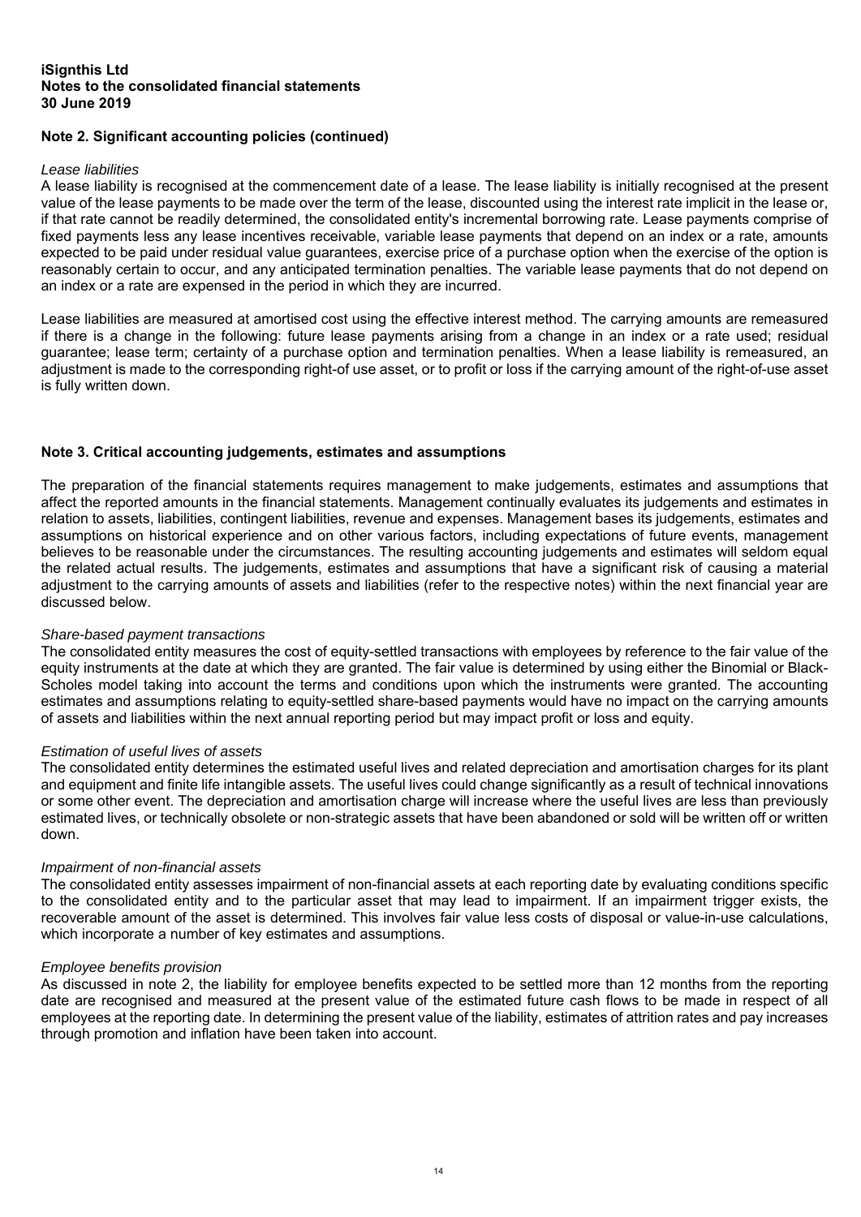## Note 2. Significant accounting policies (continued)

*Lease liabilities*

A lease liability is recognised at the commencement date of a lease. The lease liability is initially recognised at the present value of the lease payments to be made over the term of the lease, discounted using the interest rate implicit in the lease or, if that rate cannot be readily determined, the consolidated entity's incremental borrowing rate. Lease payments comprise of fixed payments less any lease incentives receivable, variable lease payments that depend on an index or a rate, amounts expected to be paid under residual value guarantees, exercise price of a purchase option when the exercise of the option is reasonably certain to occur, and any anticipated termination penalties. The variable lease payments that do not depend on an index or a rate are expensed in the period in which they are incurred.

Lease liabilities are measured at amortised cost using the effective interest method. The carrying amounts are remeasured if there is a change in the following: future lease payments arising from a change in an index or a rate used; residual guarantee; lease term; certainty of a purchase option and termination penalties. When a lease liability is remeasured, an adjustment is made to the corresponding right-of use asset, or to profit or loss if the carrying amount of the right-of-use asset is fully written down.

## Note 3. Critical accounting judgements, estimates and assumptions

The preparation of the financial statements requires management to make judgements, estimates and assumptions that affect the reported amounts in the financial statements. Management continually evaluates its judgements and estimates in relation to assets, liabilities, contingent liabilities, revenue and expenses. Management bases its judgements, estimates and assumptions on historical experience and on other various factors, including expectations of future events, management believes to be reasonable under the circumstances. The resulting accounting judgements and estimates will seldom equal the related actual results. The judgements, estimates and assumptions that have a significant risk of causing a material adjustment to the carrying amounts of assets and liabilities (refer to the respective notes) within the next financial year are discussed below.

*Share-based payment transactions*

The consolidated entity measures the cost of equity-settled transactions with employees by reference to the fair value of the equity instruments at the date at which they are granted. The fair value is determined by using either the Binomial or Black-Scholes model taking into account the terms and conditions upon which the instruments were granted. The accounting estimates and assumptions relating to equity-settled share-based payments would have no impact on the carrying amounts of assets and liabilities within the next annual reporting period but may impact profit or loss and equity.

*Estimation of useful lives of assets*

The consolidated entity determines the estimated useful lives and related depreciation and amortisation charges for its plant and equipment and finite life intangible assets. The useful lives could change significantly as a result of technical innovations or some other event. The depreciation and amortisation charge will increase where the useful lives are less than previously estimated lives, or technically obsolete or non-strategic assets that have been abandoned or sold will be written off or written down.

*Impairment of non-financial assets*

The consolidated entity assesses impairment of non-financial assets at each reporting date by evaluating conditions specific to the consolidated entity and to the particular asset that may lead to impairment. If an impairment trigger exists, the recoverable amount of the asset is determined. This involves fair value less costs of disposal or value-in-use calculations, which incorporate a number of key estimates and assumptions.

*Employee benefits provision*

As discussed in note 2, the liability for employee benefits expected to be settled more than 12 months from the reporting date are recognised and measured at the present value of the estimated future cash flows to be made in respect of all employees at the reporting date. In determining the present value of the liability, estimates of attrition rates and pay increases through promotion and inflation have been taken into account.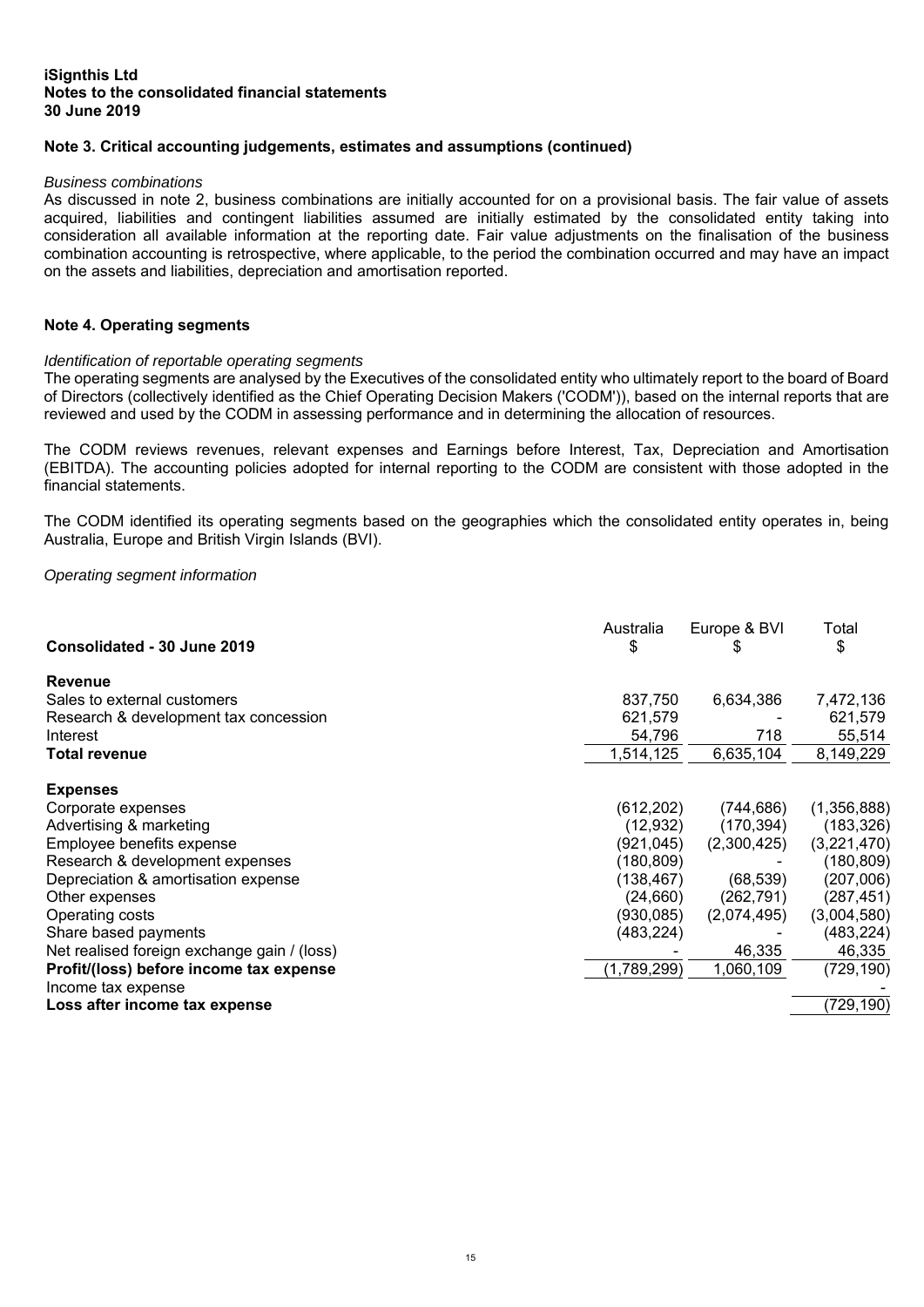### Note 3. Critical accounting judgements, estimates and assumptions (continued)

*Business combinations*

As discussed in note 2, business combinations are initially accounted for on a provisional basis. The fair value of assets acquired, liabilities and contingent liabilities assumed are initially estimated by the consolidated entity taking into consideration all available information at the reporting date. Fair value adjustments on the finalisation of the business combination accounting is retrospective, where applicable, to the period the combination occurred and may have an impact on the assets and liabilities, depreciation and amortisation reported.

### Note 4. Operating segments

*Identification of reportable operating segments*

The operating segments are analysed by the Executives of the consolidated entity who ultimately report to the board of Board of Directors (collectively identified as the Chief Operating Decision Makers ('CODM')), based on the internal reports that are reviewed and used by the CODM in assessing performance and in determining the allocation of resources.

The CODM reviews revenues, relevant expenses and Earnings before Interest, Tax, Depreciation and Amortisation (EBITDA). The accounting policies adopted for internal reporting to the CODM are consistent with those adopted in the financial statements.

The CODM identified its operating segments based on the geographies which the consolidated entity operates in, being Australia, Europe and British Virgin Islands (BVI).

*Operating segment information*

| **Consolidated - 30 June 2019** | Australia $ | Europe & BVI $ | Total $ |
|---|---|---|---|
| **Revenue** | | | |
| Sales to external customers | 837,750 | 6,634,386 | 7,472,136 |
| Research & development tax concession | 621,579 | - | 621,579 |
| Interest | 54,796 | 718 | 55,514 |
| **Total revenue** | 1,514,125 | 6,635,104 | 8,149,229 |
| **Expenses** | | | |
| Corporate expenses | (612,202) | (744,686) | (1,356,888) |
| Advertising & marketing | (12,932) | (170,394) | (183,326) |
| Employee benefits expense | (921,045) | (2,300,425) | (3,221,470) |
| Research & development expenses | (180,809) | - | (180,809) |
| Depreciation & amortisation expense | (138,467) | (68,539) | (207,006) |
| Other expenses | (24,660) | (262,791) | (287,451) |
| Operating costs | (930,085) | (2,074,495) | (3,004,580) |
| Share based payments | (483,224) | - | (483,224) |
| Net realised foreign exchange gain / (loss) | - | 46,335 | 46,335 |
| **Profit/(loss) before income tax expense** | (1,789,299) | 1,060,109 | (729,190) |
| Income tax expense | | | - |
| **Loss after income tax expense** | | | (729,190) |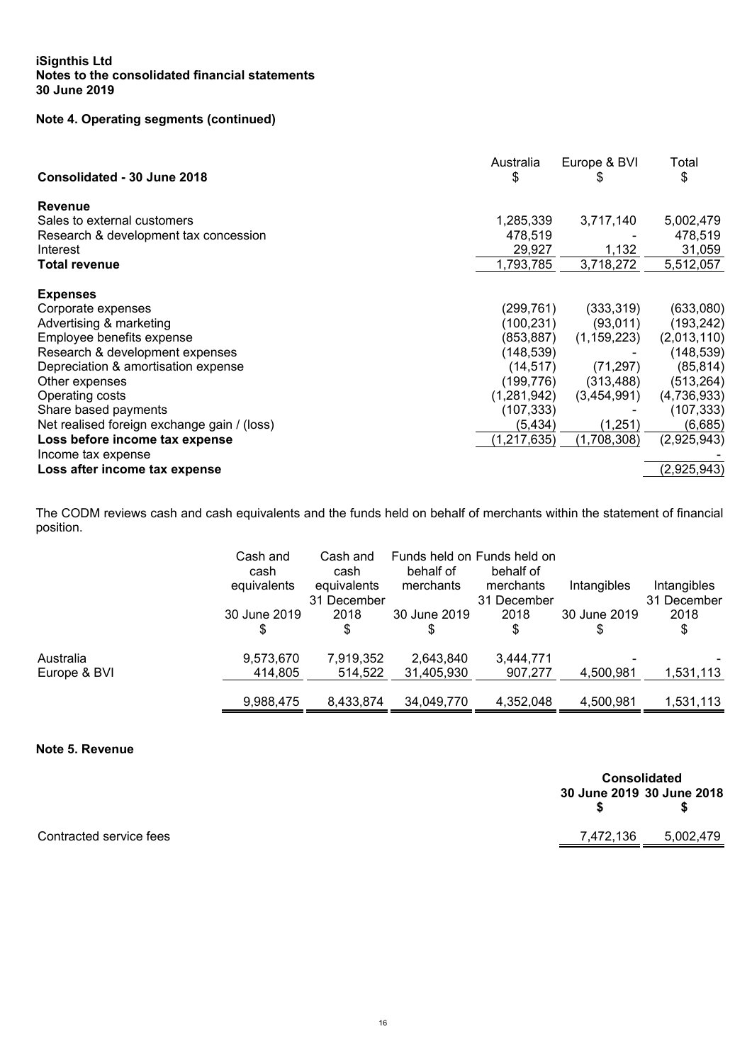**iSignthis Ltd**
**Notes to the consolidated financial statements**
**30 June 2019**

## Note 4. Operating segments (continued)

| Consolidated - 30 June 2018 | Australia $ | Europe & BVI $ | Total $ |
|---|---|---|---|
| **Revenue** | | | |
| Sales to external customers | 1,285,339 | 3,717,140 | 5,002,479 |
| Research & development tax concession | 478,519 | - | 478,519 |
| Interest | 29,927 | 1,132 | 31,059 |
| **Total revenue** | 1,793,785 | 3,718,272 | 5,512,057 |
| | | | |
| **Expenses** | | | |
| Corporate expenses | (299,761) | (333,319) | (633,080) |
| Advertising & marketing | (100,231) | (93,011) | (193,242) |
| Employee benefits expense | (853,887) | (1,159,223) | (2,013,110) |
| Research & development expenses | (148,539) | - | (148,539) |
| Depreciation & amortisation expense | (14,517) | (71,297) | (85,814) |
| Other expenses | (199,776) | (313,488) | (513,264) |
| Operating costs | (1,281,942) | (3,454,991) | (4,736,933) |
| Share based payments | (107,333) | - | (107,333) |
| Net realised foreign exchange gain / (loss) | (5,434) | (1,251) | (6,685) |
| **Loss before income tax expense** | (1,217,635) | (1,708,308) | (2,925,943) |
| Income tax expense | | | - |
| **Loss after income tax expense** | | | (2,925,943) |

The CODM reviews cash and cash equivalents and the funds held on behalf of merchants within the statement of financial position.

| | Cash and cash equivalents 30 June 2019 $ | Cash and cash equivalents 31 December 2018 $ | Funds held on behalf of merchants 30 June 2019 $ | Funds held on behalf of merchants 31 December 2018 $ | Intangibles 30 June 2019 $ | Intangibles 31 December 2018 $ |
|---|---|---|---|---|---|---|
| Australia | 9,573,670 | 7,919,352 | 2,643,840 | 3,444,771 | - | - |
| Europe & BVI | 414,805 | 514,522 | 31,405,930 | 907,277 | 4,500,981 | 1,531,113 |
| | 9,988,475 | 8,433,874 | 34,049,770 | 4,352,048 | 4,500,981 | 1,531,113 |

## Note 5. Revenue

| | Consolidated 30 June 2019 $ | Consolidated 30 June 2018 $ |
|---|---|---|
| Contracted service fees | 7,472,136 | 5,002,479 |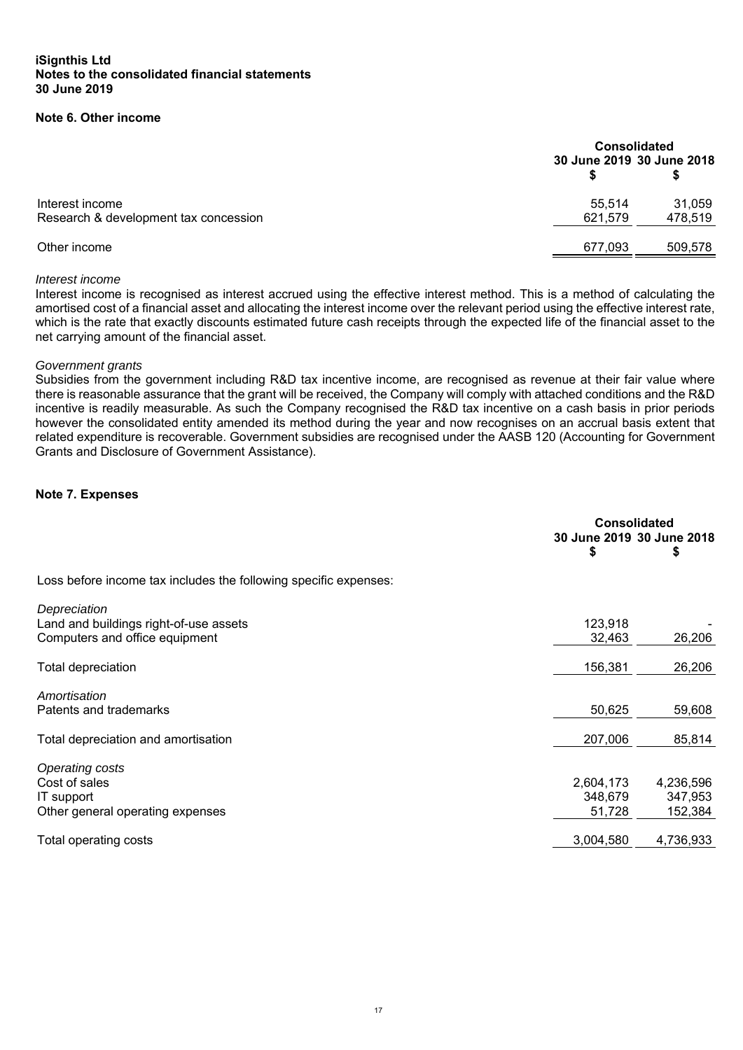**iSignthis Ltd**
**Notes to the consolidated financial statements**
**30 June 2019**

## Note 6. Other income

| | Consolidated | |
|---|---|---|
| | 30 June 2019 $ | 30 June 2018 $ |
| Interest income | 55,514 | 31,059 |
| Research & development tax concession | 621,579 | 478,519 |
| Other income | 677,093 | 509,578 |

*Interest income*
Interest income is recognised as interest accrued using the effective interest method. This is a method of calculating the amortised cost of a financial asset and allocating the interest income over the relevant period using the effective interest rate, which is the rate that exactly discounts estimated future cash receipts through the expected life of the financial asset to the net carrying amount of the financial asset.

*Government grants*
Subsidies from the government including R&D tax incentive income, are recognised as revenue at their fair value where there is reasonable assurance that the grant will be received, the Company will comply with attached conditions and the R&D incentive is readily measurable. As such the Company recognised the R&D tax incentive on a cash basis in prior periods however the consolidated entity amended its method during the year and now recognises on an accrual basis extent that related expenditure is recoverable. Government subsidies are recognised under the AASB 120 (Accounting for Government Grants and Disclosure of Government Assistance).

## Note 7. Expenses

| | Consolidated | |
|---|---|---|
| | 30 June 2019 $ | 30 June 2018 $ |
| Loss before income tax includes the following specific expenses: | | |
| *Depreciation* | | |
| Land and buildings right-of-use assets | 123,918 | - |
| Computers and office equipment | 32,463 | 26,206 |
| Total depreciation | 156,381 | 26,206 |
| *Amortisation* | | |
| Patents and trademarks | 50,625 | 59,608 |
| Total depreciation and amortisation | 207,006 | 85,814 |
| *Operating costs* | | |
| Cost of sales | 2,604,173 | 4,236,596 |
| IT support | 348,679 | 347,953 |
| Other general operating expenses | 51,728 | 152,384 |
| Total operating costs | 3,004,580 | 4,736,933 |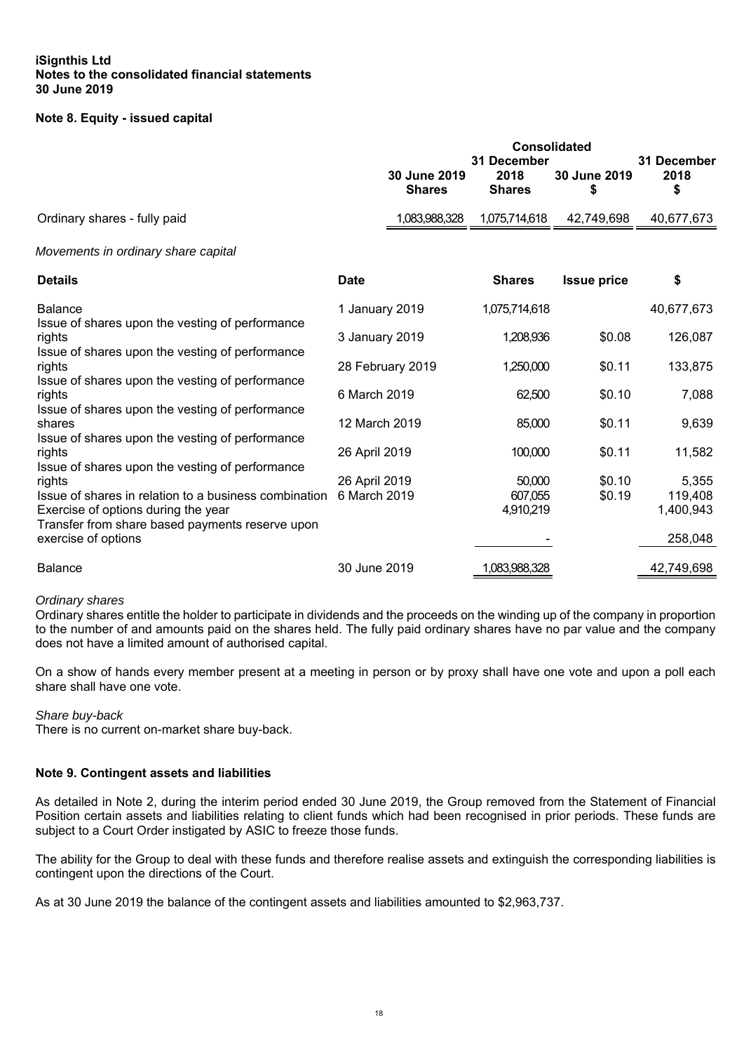**iSignthis Ltd**
**Notes to the consolidated financial statements**
**30 June 2019**

## Note 8. Equity - issued capital

| | Consolidated | | | |
|---|---|---|---|---|
| | 30 June 2019 Shares | 31 December 2018 Shares | 30 June 2019 $ | 31 December 2018 $ |
| Ordinary shares - fully paid | 1,083,988,328 | 1,075,714,618 | 42,749,698 | 40,677,673 |

*Movements in ordinary share capital*

| Details | Date | Shares | Issue price | $ |
|---|---|---|---|---|
| Balance | 1 January 2019 | 1,075,714,618 | | 40,677,673 |
| Issue of shares upon the vesting of performance rights | 3 January 2019 | 1,208,936 | $0.08 | 126,087 |
| Issue of shares upon the vesting of performance rights | 28 February 2019 | 1,250,000 | $0.11 | 133,875 |
| Issue of shares upon the vesting of performance rights | 6 March 2019 | 62,500 | $0.10 | 7,088 |
| Issue of shares upon the vesting of performance shares | 12 March 2019 | 85,000 | $0.11 | 9,639 |
| Issue of shares upon the vesting of performance rights | 26 April 2019 | 100,000 | $0.11 | 11,582 |
| Issue of shares upon the vesting of performance rights | 26 April 2019 | 50,000 | $0.10 | 5,355 |
| Issue of shares in relation to a business combination | 6 March 2019 | 607,055 | $0.19 | 119,408 |
| Exercise of options during the year | | 4,910,219 | | 1,400,943 |
| Transfer from share based payments reserve upon exercise of options | | - | | 258,048 |
| Balance | 30 June 2019 | 1,083,988,328 | | 42,749,698 |

*Ordinary shares*

Ordinary shares entitle the holder to participate in dividends and the proceeds on the winding up of the company in proportion to the number of and amounts paid on the shares held. The fully paid ordinary shares have no par value and the company does not have a limited amount of authorised capital.

On a show of hands every member present at a meeting in person or by proxy shall have one vote and upon a poll each share shall have one vote.

*Share buy-back*

There is no current on-market share buy-back.

## Note 9. Contingent assets and liabilities

As detailed in Note 2, during the interim period ended 30 June 2019, the Group removed from the Statement of Financial Position certain assets and liabilities relating to client funds which had been recognised in prior periods. These funds are subject to a Court Order instigated by ASIC to freeze those funds.

The ability for the Group to deal with these funds and therefore realise assets and extinguish the corresponding liabilities is contingent upon the directions of the Court.

As at 30 June 2019 the balance of the contingent assets and liabilities amounted to $2,963,737.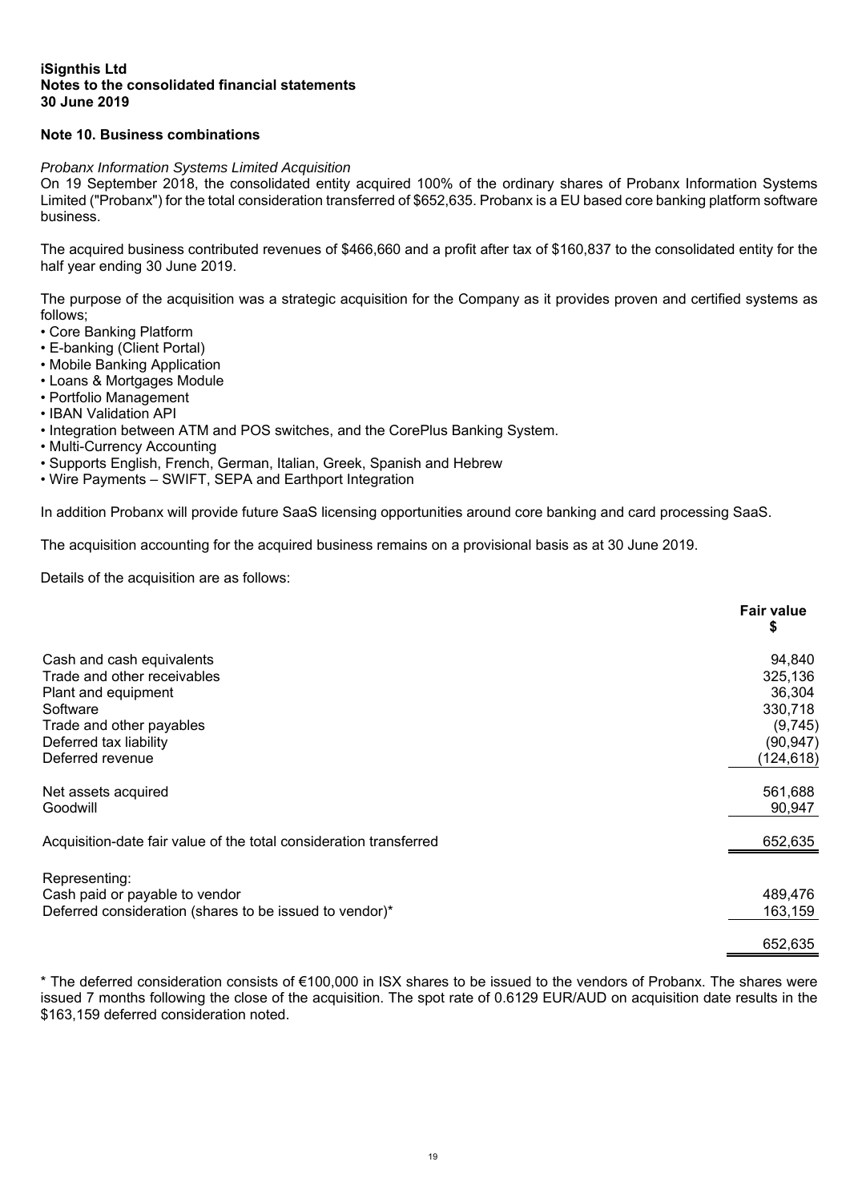**iSignthis Ltd**
**Notes to the consolidated financial statements**
**30 June 2019**

## Note 10. Business combinations

*Probanx Information Systems Limited Acquisition*

On 19 September 2018, the consolidated entity acquired 100% of the ordinary shares of Probanx Information Systems Limited ("Probanx") for the total consideration transferred of $652,635. Probanx is a EU based core banking platform software business.

The acquired business contributed revenues of $466,660 and a profit after tax of $160,837 to the consolidated entity for the half year ending 30 June 2019.

The purpose of the acquisition was a strategic acquisition for the Company as it provides proven and certified systems as follows;

- Core Banking Platform
- E-banking (Client Portal)
- Mobile Banking Application
- Loans & Mortgages Module
- Portfolio Management
- IBAN Validation API
- Integration between ATM and POS switches, and the CorePlus Banking System.
- Multi-Currency Accounting
- Supports English, French, German, Italian, Greek, Spanish and Hebrew
- Wire Payments – SWIFT, SEPA and Earthport Integration

In addition Probanx will provide future SaaS licensing opportunities around core banking and card processing SaaS.

The acquisition accounting for the acquired business remains on a provisional basis as at 30 June 2019.

Details of the acquisition are as follows:

| | Fair value $ |
|---|---|
| Cash and cash equivalents | 94,840 |
| Trade and other receivables | 325,136 |
| Plant and equipment | 36,304 |
| Software | 330,718 |
| Trade and other payables | (9,745) |
| Deferred tax liability | (90,947) |
| Deferred revenue | (124,618) |
| | |
| Net assets acquired | 561,688 |
| Goodwill | 90,947 |
| | |
| Acquisition-date fair value of the total consideration transferred | 652,635 |
| | |
| Representing: | |
| Cash paid or payable to vendor | 489,476 |
| Deferred consideration (shares to be issued to vendor)* | 163,159 |
| | |
| | 652,635 |

* The deferred consideration consists of €100,000 in ISX shares to be issued to the vendors of Probanx. The shares were issued 7 months following the close of the acquisition. The spot rate of 0.6129 EUR/AUD on acquisition date results in the $163,159 deferred consideration noted.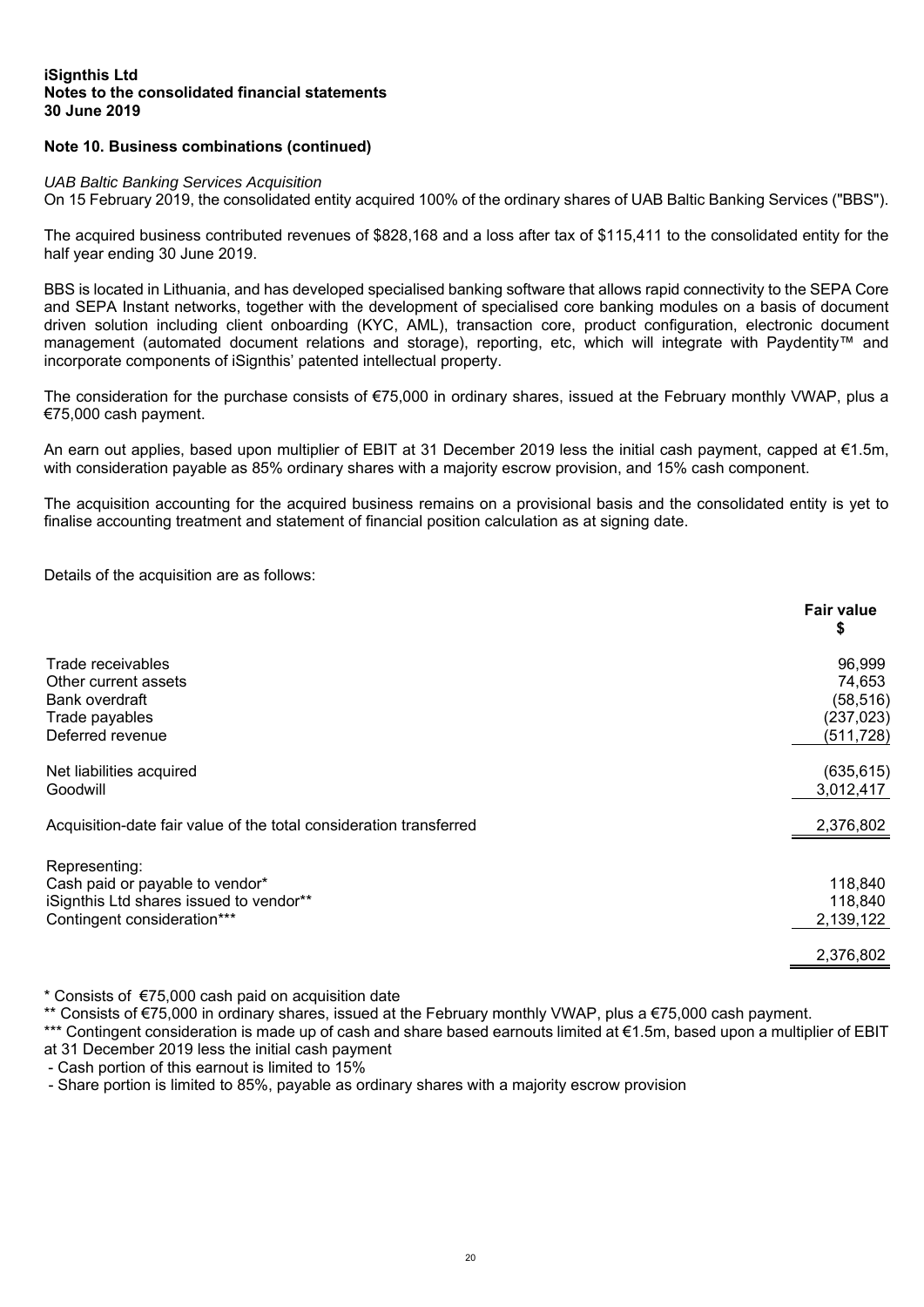**iSignthis Ltd**
**Notes to the consolidated financial statements**
**30 June 2019**

**Note 10. Business combinations (continued)**

*UAB Baltic Banking Services Acquisition*

On 15 February 2019, the consolidated entity acquired 100% of the ordinary shares of UAB Baltic Banking Services ("BBS").

The acquired business contributed revenues of $828,168 and a loss after tax of $115,411 to the consolidated entity for the half year ending 30 June 2019.

BBS is located in Lithuania, and has developed specialised banking software that allows rapid connectivity to the SEPA Core and SEPA Instant networks, together with the development of specialised core banking modules on a basis of document driven solution including client onboarding (KYC, AML), transaction core, product configuration, electronic document management (automated document relations and storage), reporting, etc, which will integrate with Paydentity™ and incorporate components of iSignthis' patented intellectual property.

The consideration for the purchase consists of €75,000 in ordinary shares, issued at the February monthly VWAP, plus a €75,000 cash payment.

An earn out applies, based upon multiplier of EBIT at 31 December 2019 less the initial cash payment, capped at €1.5m, with consideration payable as 85% ordinary shares with a majority escrow provision, and 15% cash component.

The acquisition accounting for the acquired business remains on a provisional basis and the consolidated entity is yet to finalise accounting treatment and statement of financial position calculation as at signing date.

Details of the acquisition are as follows:

| | Fair value $ |
|---|---|
| Trade receivables | 96,999 |
| Other current assets | 74,653 |
| Bank overdraft | (58,516) |
| Trade payables | (237,023) |
| Deferred revenue | (511,728) |
| Net liabilities acquired | (635,615) |
| Goodwill | 3,012,417 |
| Acquisition-date fair value of the total consideration transferred | 2,376,802 |
| Representing: | |
| Cash paid or payable to vendor* | 118,840 |
| iSignthis Ltd shares issued to vendor** | 118,840 |
| Contingent consideration*** | 2,139,122 |
| | 2,376,802 |

\* Consists of €75,000 cash paid on acquisition date

** Consists of €75,000 in ordinary shares, issued at the February monthly VWAP, plus a €75,000 cash payment.

*** Contingent consideration is made up of cash and share based earnouts limited at €1.5m, based upon a multiplier of EBIT at 31 December 2019 less the initial cash payment

- Cash portion of this earnout is limited to 15%
- Share portion is limited to 85%, payable as ordinary shares with a majority escrow provision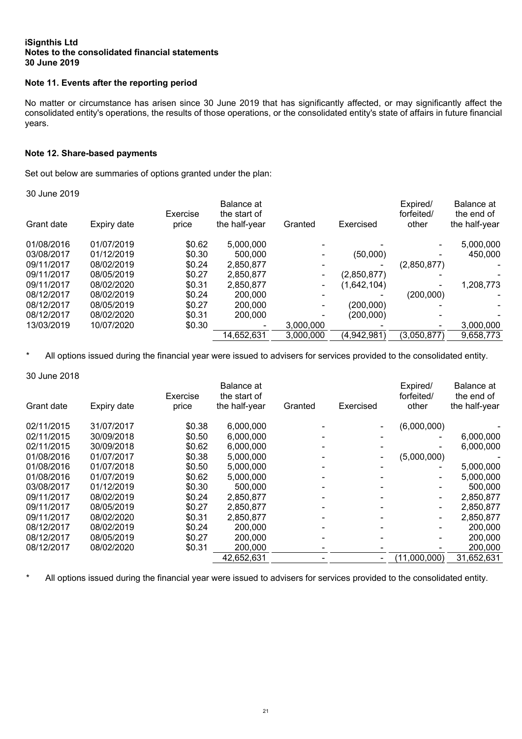**iSignthis Ltd**
**Notes to the consolidated financial statements**
**30 June 2019**

## Note 11. Events after the reporting period

No matter or circumstance has arisen since 30 June 2019 that has significantly affected, or may significantly affect the consolidated entity's operations, the results of those operations, or the consolidated entity's state of affairs in future financial years.

## Note 12. Share-based payments

Set out below are summaries of options granted under the plan:

30 June 2019

| Grant date | Expiry date | Exercise price | Balance at the start of the half-year | Granted | Exercised | Expired/ forfeited/ other | Balance at the end of the half-year |
|---|---|---|---|---|---|---|---|
| 01/08/2016 | 01/07/2019 | $0.62 | 5,000,000 | - | - | - | 5,000,000 |
| 03/08/2017 | 01/12/2019 | $0.30 | 500,000 | - | (50,000) | - | 450,000 |
| 09/11/2017 | 08/02/2019 | $0.24 | 2,850,877 | - | - | (2,850,877) | - |
| 09/11/2017 | 08/05/2019 | $0.27 | 2,850,877 | - | (2,850,877) | - | - |
| 09/11/2017 | 08/02/2020 | $0.31 | 2,850,877 | - | (1,642,104) | - | 1,208,773 |
| 08/12/2017 | 08/02/2019 | $0.24 | 200,000 | - | - | (200,000) | - |
| 08/12/2017 | 08/05/2019 | $0.27 | 200,000 | - | (200,000) | - | - |
| 08/12/2017 | 08/02/2020 | $0.31 | 200,000 | - | (200,000) | - | - |
| 13/03/2019 | 10/07/2020 | $0.30 | - | 3,000,000 | - | - | 3,000,000 |
| | | | 14,652,631 | 3,000,000 | (4,942,981) | (3,050,877) | 9,658,773 |

\* All options issued during the financial year were issued to advisers for services provided to the consolidated entity.

30 June 2018

| Grant date | Expiry date | Exercise price | Balance at the start of the half-year | Granted | Exercised | Expired/ forfeited/ other | Balance at the end of the half-year |
|---|---|---|---|---|---|---|---|
| 02/11/2015 | 31/07/2017 | $0.38 | 6,000,000 | - | - | (6,000,000) | - |
| 02/11/2015 | 30/09/2018 | $0.50 | 6,000,000 | - | - | - | 6,000,000 |
| 02/11/2015 | 30/09/2018 | $0.62 | 6,000,000 | - | - | - | 6,000,000 |
| 01/08/2016 | 01/07/2017 | $0.38 | 5,000,000 | - | - | (5,000,000) | - |
| 01/08/2016 | 01/07/2018 | $0.50 | 5,000,000 | - | - | - | 5,000,000 |
| 01/08/2016 | 01/07/2019 | $0.62 | 5,000,000 | - | - | - | 5,000,000 |
| 03/08/2017 | 01/12/2019 | $0.30 | 500,000 | - | - | - | 500,000 |
| 09/11/2017 | 08/02/2019 | $0.24 | 2,850,877 | - | - | - | 2,850,877 |
| 09/11/2017 | 08/05/2019 | $0.27 | 2,850,877 | - | - | - | 2,850,877 |
| 09/11/2017 | 08/02/2020 | $0.31 | 2,850,877 | - | - | - | 2,850,877 |
| 08/12/2017 | 08/02/2019 | $0.24 | 200,000 | - | - | - | 200,000 |
| 08/12/2017 | 08/05/2019 | $0.27 | 200,000 | - | - | - | 200,000 |
| 08/12/2017 | 08/02/2020 | $0.31 | 200,000 | - | - | - | 200,000 |
| | | | 42,652,631 | - | - | (11,000,000) | 31,652,631 |

\* All options issued during the financial year were issued to advisers for services provided to the consolidated entity.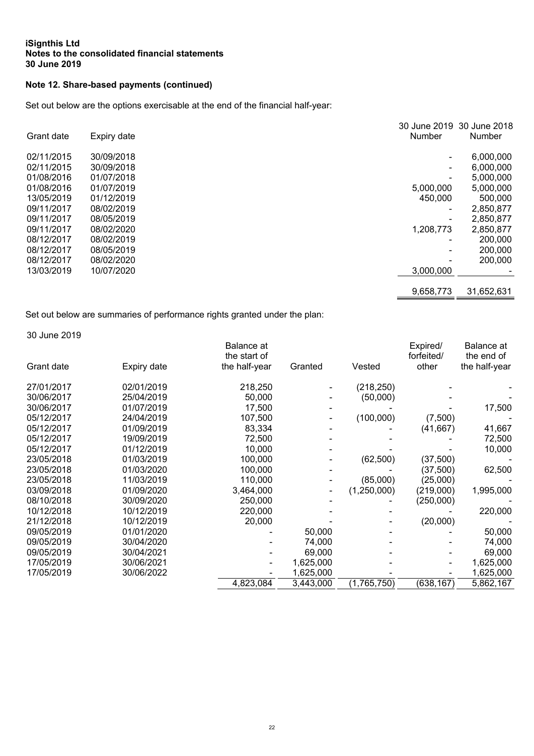**iSignthis Ltd**
**Notes to the consolidated financial statements**
**30 June 2019**

## Note 12. Share-based payments (continued)

Set out below are the options exercisable at the end of the financial half-year:

| Grant date | Expiry date | 30 June 2019 Number | 30 June 2018 Number |
|---|---|---|---|
| 02/11/2015 | 30/09/2018 | - | 6,000,000 |
| 02/11/2015 | 30/09/2018 | - | 6,000,000 |
| 01/08/2016 | 01/07/2018 | - | 5,000,000 |
| 01/08/2016 | 01/07/2019 | 5,000,000 | 5,000,000 |
| 13/05/2019 | 01/12/2019 | 450,000 | 500,000 |
| 09/11/2017 | 08/02/2019 | - | 2,850,877 |
| 09/11/2017 | 08/05/2019 | - | 2,850,877 |
| 09/11/2017 | 08/02/2020 | 1,208,773 | 2,850,877 |
| 08/12/2017 | 08/02/2019 | - | 200,000 |
| 08/12/2017 | 08/05/2019 | - | 200,000 |
| 08/12/2017 | 08/02/2020 | - | 200,000 |
| 13/03/2019 | 10/07/2020 | 3,000,000 | - |
| | | 9,658,773 | 31,652,631 |

Set out below are summaries of performance rights granted under the plan:

30 June 2019

| Grant date | Expiry date | Balance at the start of the half-year | Granted | Vested | Expired/ forfeited/ other | Balance at the end of the half-year |
|---|---|---|---|---|---|---|
| 27/01/2017 | 02/01/2019 | 218,250 | - | (218,250) | - | - |
| 30/06/2017 | 25/04/2019 | 50,000 | - | (50,000) | - | - |
| 30/06/2017 | 01/07/2019 | 17,500 | - | - | - | 17,500 |
| 05/12/2017 | 24/04/2019 | 107,500 | - | (100,000) | (7,500) | - |
| 05/12/2017 | 01/09/2019 | 83,334 | - | - | (41,667) | 41,667 |
| 05/12/2017 | 19/09/2019 | 72,500 | - | - | - | 72,500 |
| 05/12/2017 | 01/12/2019 | 10,000 | - | - | - | 10,000 |
| 23/05/2018 | 01/03/2019 | 100,000 | - | (62,500) | (37,500) | - |
| 23/05/2018 | 01/03/2020 | 100,000 | - | - | (37,500) | 62,500 |
| 23/05/2018 | 11/03/2019 | 110,000 | - | (85,000) | (25,000) | - |
| 03/09/2018 | 01/09/2020 | 3,464,000 | - | (1,250,000) | (219,000) | 1,995,000 |
| 08/10/2018 | 30/09/2020 | 250,000 | - | - | (250,000) | - |
| 10/12/2018 | 10/12/2019 | 220,000 | - | - | - | 220,000 |
| 21/12/2018 | 10/12/2019 | 20,000 | - | - | (20,000) | - |
| 09/05/2019 | 01/01/2020 | - | 50,000 | - | - | 50,000 |
| 09/05/2019 | 30/04/2020 | - | 74,000 | - | - | 74,000 |
| 09/05/2019 | 30/04/2021 | - | 69,000 | - | - | 69,000 |
| 17/05/2019 | 30/06/2021 | - | 1,625,000 | - | - | 1,625,000 |
| 17/05/2019 | 30/06/2022 | - | 1,625,000 | - | - | 1,625,000 |
| | | 4,823,084 | 3,443,000 | (1,765,750) | (638,167) | 5,862,167 |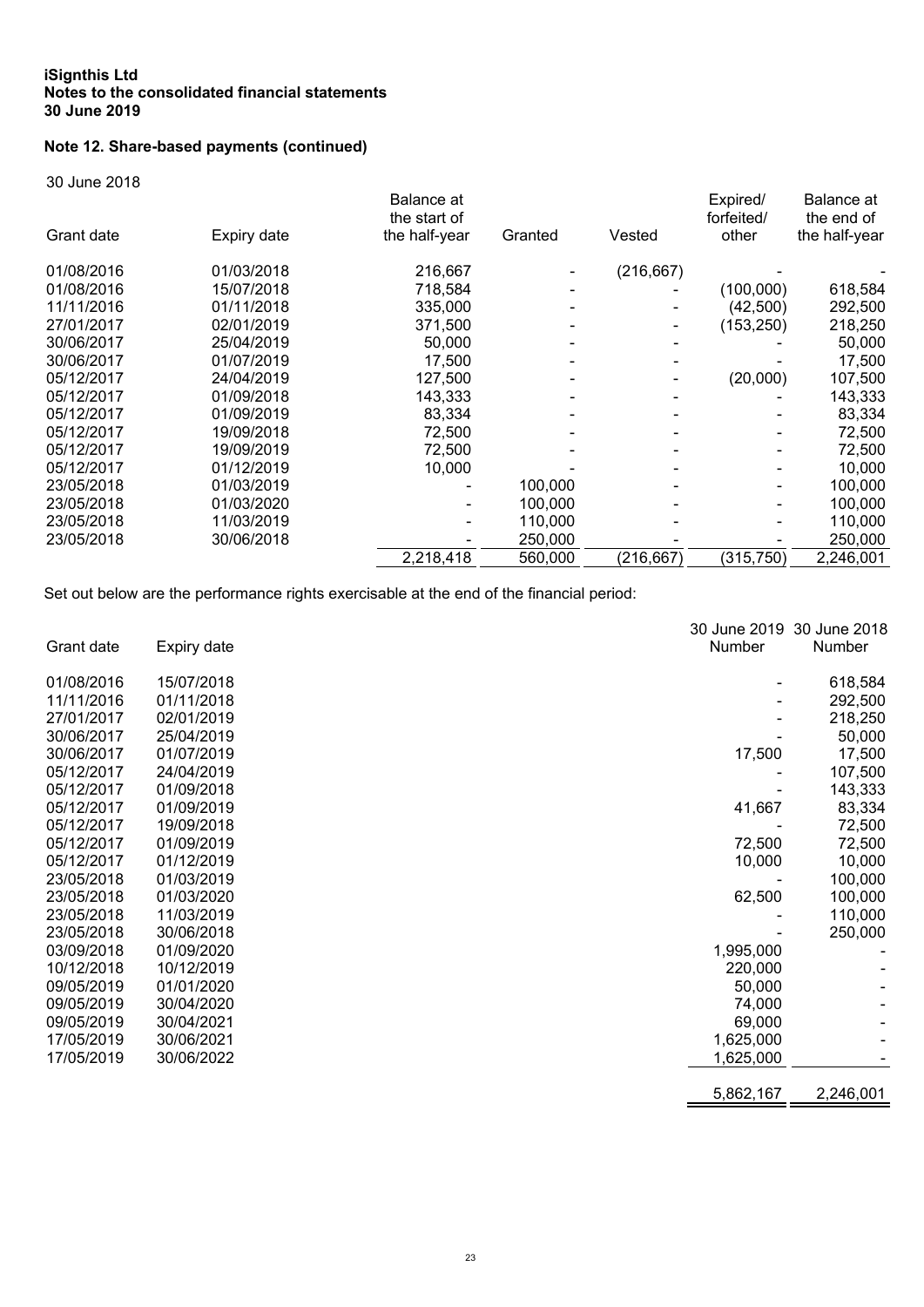**iSignthis Ltd**
**Notes to the consolidated financial statements**
**30 June 2019**

## Note 12. Share-based payments (continued)

30 June 2018

| Grant date | Expiry date | Balance at the start of the half-year | Granted | Vested | Expired/ forfeited/ other | Balance at the end of the half-year |
|---|---|---|---|---|---|---|
| 01/08/2016 | 01/03/2018 | 216,667 | - | (216,667) | - | - |
| 01/08/2016 | 15/07/2018 | 718,584 | - | - | (100,000) | 618,584 |
| 11/11/2016 | 01/11/2018 | 335,000 | - | - | (42,500) | 292,500 |
| 27/01/2017 | 02/01/2019 | 371,500 | - | - | (153,250) | 218,250 |
| 30/06/2017 | 25/04/2019 | 50,000 | - | - | - | 50,000 |
| 30/06/2017 | 01/07/2019 | 17,500 | - | - | - | 17,500 |
| 05/12/2017 | 24/04/2019 | 127,500 | - | - | (20,000) | 107,500 |
| 05/12/2017 | 01/09/2018 | 143,333 | - | - | - | 143,333 |
| 05/12/2017 | 01/09/2019 | 83,334 | - | - | - | 83,334 |
| 05/12/2017 | 19/09/2018 | 72,500 | - | - | - | 72,500 |
| 05/12/2017 | 19/09/2019 | 72,500 | - | - | - | 72,500 |
| 05/12/2017 | 01/12/2019 | 10,000 | - | - | - | 10,000 |
| 23/05/2018 | 01/03/2019 | - | 100,000 | - | - | 100,000 |
| 23/05/2018 | 01/03/2020 | - | 100,000 | - | - | 100,000 |
| 23/05/2018 | 11/03/2019 | - | 110,000 | - | - | 110,000 |
| 23/05/2018 | 30/06/2018 | - | 250,000 | - | - | 250,000 |
| | | 2,218,418 | 560,000 | (216,667) | (315,750) | 2,246,001 |

Set out below are the performance rights exercisable at the end of the financial period:

| Grant date | Expiry date | 30 June 2019 Number | 30 June 2018 Number |
|---|---|---|---|
| 01/08/2016 | 15/07/2018 | - | 618,584 |
| 11/11/2016 | 01/11/2018 | - | 292,500 |
| 27/01/2017 | 02/01/2019 | - | 218,250 |
| 30/06/2017 | 25/04/2019 | - | 50,000 |
| 30/06/2017 | 01/07/2019 | 17,500 | 17,500 |
| 05/12/2017 | 24/04/2019 | - | 107,500 |
| 05/12/2017 | 01/09/2018 | - | 143,333 |
| 05/12/2017 | 01/09/2019 | 41,667 | 83,334 |
| 05/12/2017 | 19/09/2018 | - | 72,500 |
| 05/12/2017 | 01/09/2019 | 72,500 | 72,500 |
| 05/12/2017 | 01/12/2019 | 10,000 | 10,000 |
| 23/05/2018 | 01/03/2019 | - | 100,000 |
| 23/05/2018 | 01/03/2020 | 62,500 | 100,000 |
| 23/05/2018 | 11/03/2019 | - | 110,000 |
| 23/05/2018 | 30/06/2018 | - | 250,000 |
| 03/09/2018 | 01/09/2020 | 1,995,000 | - |
| 10/12/2018 | 10/12/2019 | 220,000 | - |
| 09/05/2019 | 01/01/2020 | 50,000 | - |
| 09/05/2019 | 30/04/2020 | 74,000 | - |
| 09/05/2019 | 30/04/2021 | 69,000 | - |
| 17/05/2019 | 30/06/2021 | 1,625,000 | - |
| 17/05/2019 | 30/06/2022 | 1,625,000 | - |
| | | 5,862,167 | 2,246,001 |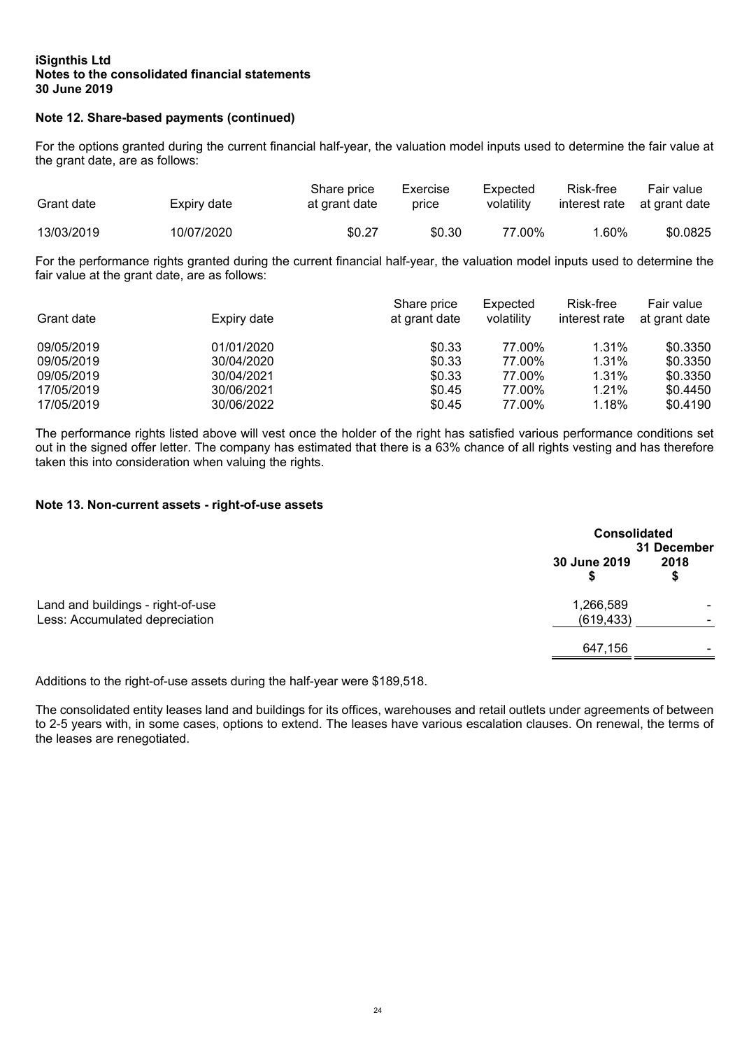**iSignthis Ltd**
**Notes to the consolidated financial statements**
**30 June 2019**

### Note 12. Share-based payments (continued)

For the options granted during the current financial half-year, the valuation model inputs used to determine the fair value at the grant date, are as follows:

| Grant date | Expiry date | Share price at grant date | Exercise price | Expected volatility | Risk-free interest rate | Fair value at grant date |
|---|---|---|---|---|---|---|
| 13/03/2019 | 10/07/2020 | $0.27 | $0.30 | 77.00% | 1.60% | $0.0825 |

For the performance rights granted during the current financial half-year, the valuation model inputs used to determine the fair value at the grant date, are as follows:

| Grant date | Expiry date | Share price at grant date | Expected volatility | Risk-free interest rate | Fair value at grant date |
|---|---|---|---|---|---|
| 09/05/2019 | 01/01/2020 | $0.33 | 77.00% | 1.31% | $0.3350 |
| 09/05/2019 | 30/04/2020 | $0.33 | 77.00% | 1.31% | $0.3350 |
| 09/05/2019 | 30/04/2021 | $0.33 | 77.00% | 1.31% | $0.3350 |
| 17/05/2019 | 30/06/2021 | $0.45 | 77.00% | 1.21% | $0.4450 |
| 17/05/2019 | 30/06/2022 | $0.45 | 77.00% | 1.18% | $0.4190 |

The performance rights listed above will vest once the holder of the right has satisfied various performance conditions set out in the signed offer letter. The company has estimated that there is a 63% chance of all rights vesting and has therefore taken this into consideration when valuing the rights.

### Note 13. Non-current assets - right-of-use assets

| | Consolidated | |
|---|---|---|
| | 30 June 2019 $ | 31 December 2018 $ |
| Land and buildings - right-of-use | 1,266,589 | - |
| Less: Accumulated depreciation | (619,433) | - |
| | 647,156 | - |

Additions to the right-of-use assets during the half-year were $189,518.

The consolidated entity leases land and buildings for its offices, warehouses and retail outlets under agreements of between to 2-5 years with, in some cases, options to extend. The leases have various escalation clauses. On renewal, the terms of the leases are renegotiated.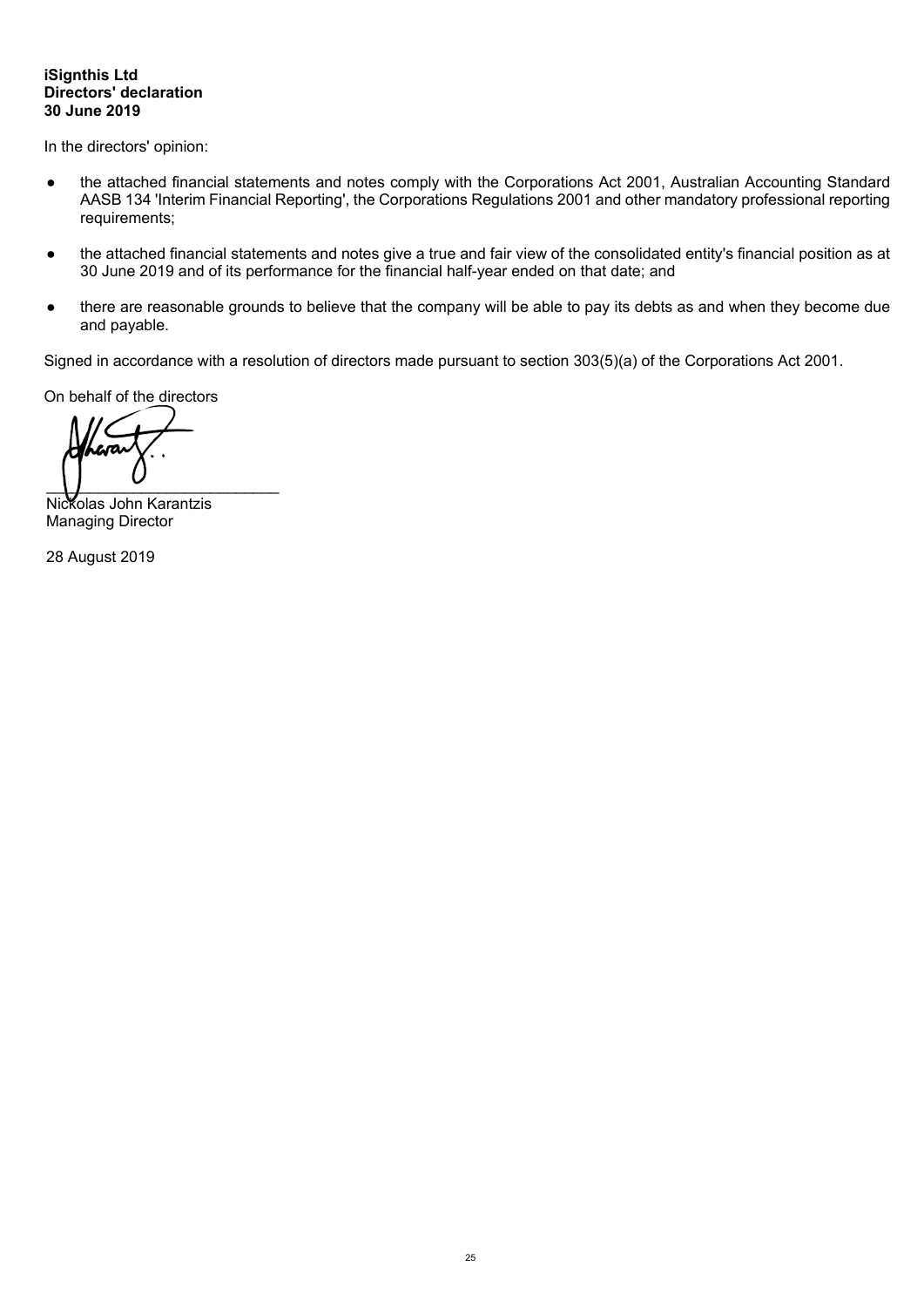**iSignthis Ltd**
**Directors' declaration**
**30 June 2019**

In the directors' opinion:

- the attached financial statements and notes comply with the Corporations Act 2001, Australian Accounting Standard AASB 134 'Interim Financial Reporting', the Corporations Regulations 2001 and other mandatory professional reporting requirements;

- the attached financial statements and notes give a true and fair view of the consolidated entity's financial position as at 30 June 2019 and of its performance for the financial half-year ended on that date; and

- there are reasonable grounds to believe that the company will be able to pay its debts as and when they become due and payable.

Signed in accordance with a resolution of directors made pursuant to section 303(5)(a) of the Corporations Act 2001.

On behalf of the directors

___________________________
Nickolas John Karantzis
Managing Director

28 August 2019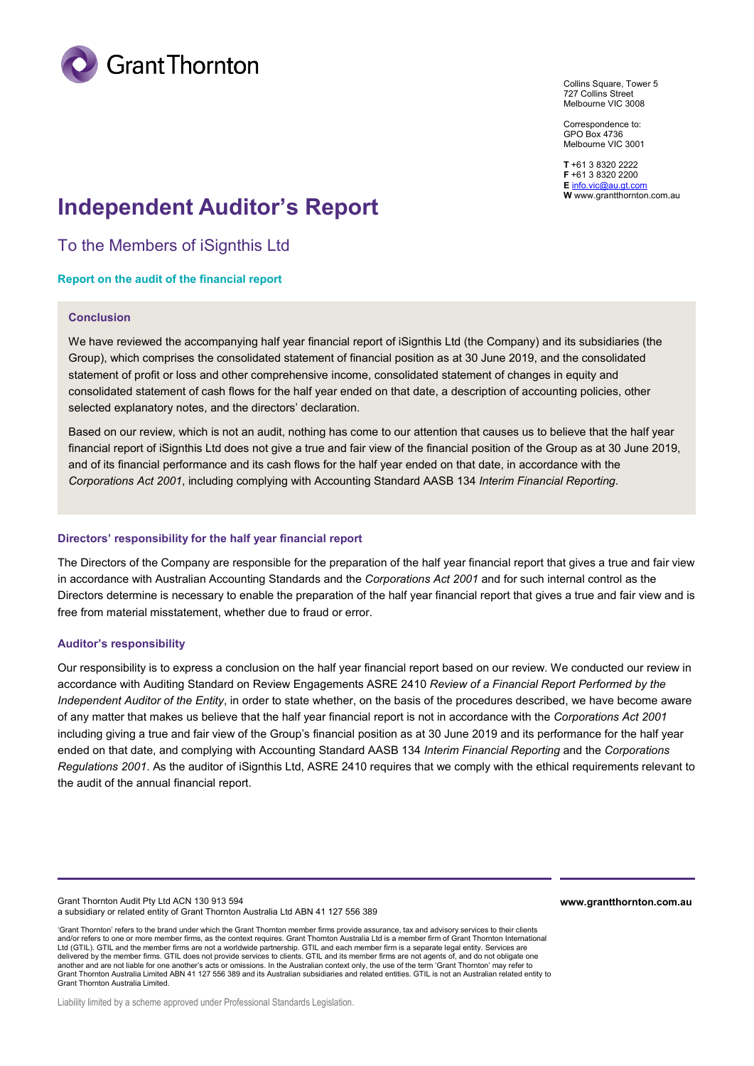Collins Square, Tower 5
727 Collins Street
Melbourne VIC 3008

Correspondence to:
GPO Box 4736
Melbourne VIC 3001

**T** +61 3 8320 2222
**F** +61 3 8320 2200
**E** info.vic@au.gt.com
**W** www.grantthornton.com.au

# Independent Auditor's Report

## To the Members of iSignthis Ltd

### Report on the audit of the financial report

#### Conclusion

We have reviewed the accompanying half year financial report of iSignthis Ltd (the Company) and its subsidiaries (the Group), which comprises the consolidated statement of financial position as at 30 June 2019, and the consolidated statement of profit or loss and other comprehensive income, consolidated statement of changes in equity and consolidated statement of cash flows for the half year ended on that date, a description of accounting policies, other selected explanatory notes, and the directors' declaration.

Based on our review, which is not an audit, nothing has come to our attention that causes us to believe that the half year financial report of iSignthis Ltd does not give a true and fair view of the financial position of the Group as at 30 June 2019, and of its financial performance and its cash flows for the half year ended on that date, in accordance with the *Corporations Act 2001*, including complying with Accounting Standard AASB 134 *Interim Financial Reporting*.

#### Directors' responsibility for the half year financial report

The Directors of the Company are responsible for the preparation of the half year financial report that gives a true and fair view in accordance with Australian Accounting Standards and the *Corporations Act 2001* and for such internal control as the Directors determine is necessary to enable the preparation of the half year financial report that gives a true and fair view and is free from material misstatement, whether due to fraud or error.

#### Auditor's responsibility

Our responsibility is to express a conclusion on the half year financial report based on our review. We conducted our review in accordance with Auditing Standard on Review Engagements ASRE 2410 *Review of a Financial Report Performed by the Independent Auditor of the Entity*, in order to state whether, on the basis of the procedures described, we have become aware of any matter that makes us believe that the half year financial report is not in accordance with the *Corporations Act 2001* including giving a true and fair view of the Group's financial position as at 30 June 2019 and its performance for the half year ended on that date, and complying with Accounting Standard AASB 134 *Interim Financial Reporting* and the *Corporations Regulations 2001*. As the auditor of iSignthis Ltd, ASRE 2410 requires that we comply with the ethical requirements relevant to the audit of the annual financial report.

Grant Thornton Audit Pty Ltd ACN 130 913 594
a subsidiary or related entity of Grant Thornton Australia Ltd ABN 41 127 556 389

**www.grantthornton.com.au**

'Grant Thornton' refers to the brand under which the Grant Thornton member firms provide assurance, tax and advisory services to their clients and/or refers to one or more member firms, as the context requires. Grant Thornton Australia Ltd is a member firm of Grant Thornton International Ltd (GTIL). GTIL and the member firms are not a worldwide partnership. GTIL and each member firm is a separate legal entity. Services are delivered by the member firms. GTIL does not provide services to clients. GTIL and its member firms are not agents of, and do not obligate one another and are not liable for one another's acts or omissions. In the Australian context only, the use of the term 'Grant Thornton' may refer to Grant Thornton Australia Limited ABN 41 127 556 389 and its Australian subsidiaries and related entities. GTIL is not an Australian related entity to Grant Thornton Australia Limited.

Liability limited by a scheme approved under Professional Standards Legislation.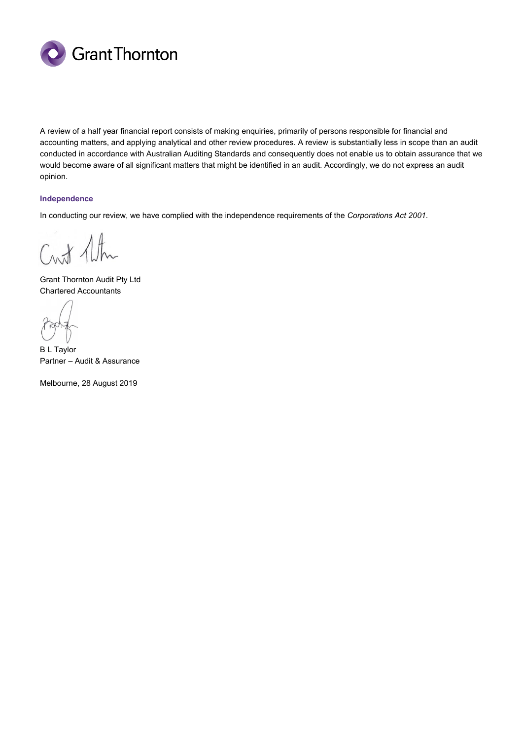A review of a half year financial report consists of making enquiries, primarily of persons responsible for financial and accounting matters, and applying analytical and other review procedures. A review is substantially less in scope than an audit conducted in accordance with Australian Auditing Standards and consequently does not enable us to obtain assurance that we would become aware of all significant matters that might be identified in an audit. Accordingly, we do not express an audit opinion.

**Independence**

In conducting our review, we have complied with the independence requirements of the *Corporations Act 2001*.

Grant Thornton Audit Pty Ltd
Chartered Accountants

B L Taylor
Partner – Audit & Assurance

Melbourne, 28 August 2019